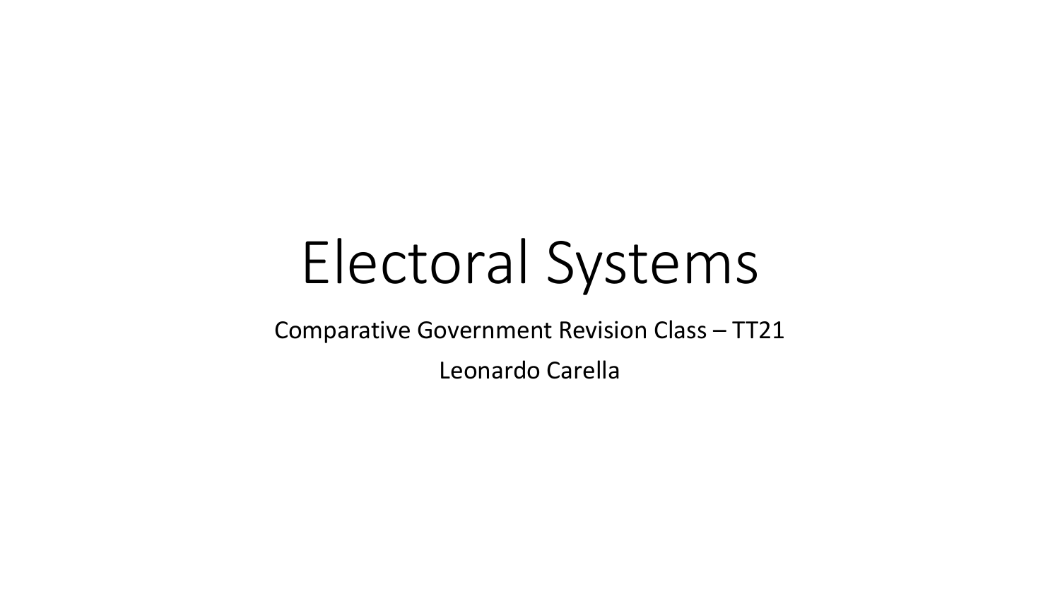# Electoral Systems

Comparative Government Revision Class – TT21

Leonardo Carella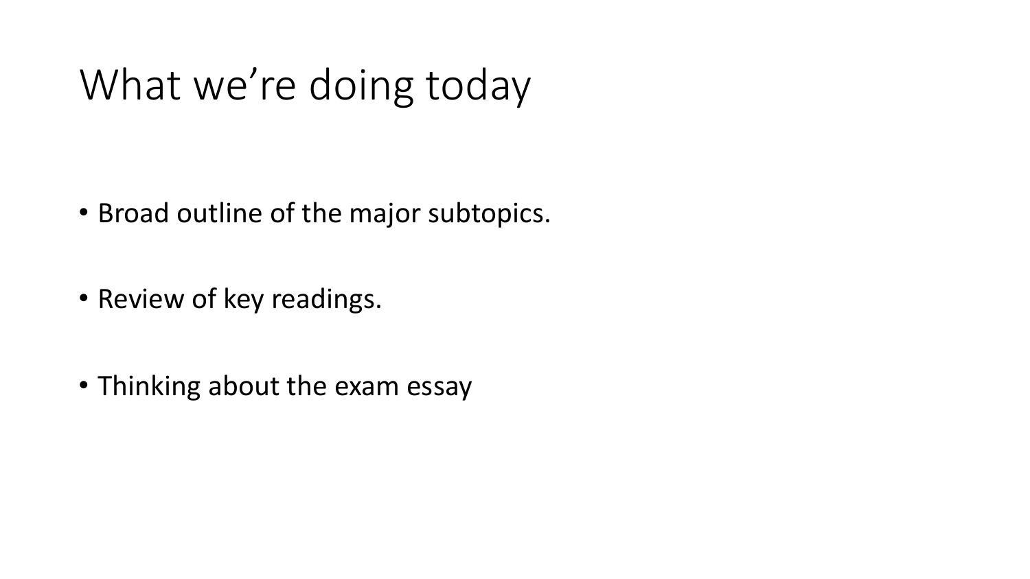# What we're doing today

- Broad outline of the major subtopics.
- Review of key readings.
- Thinking about the exam essay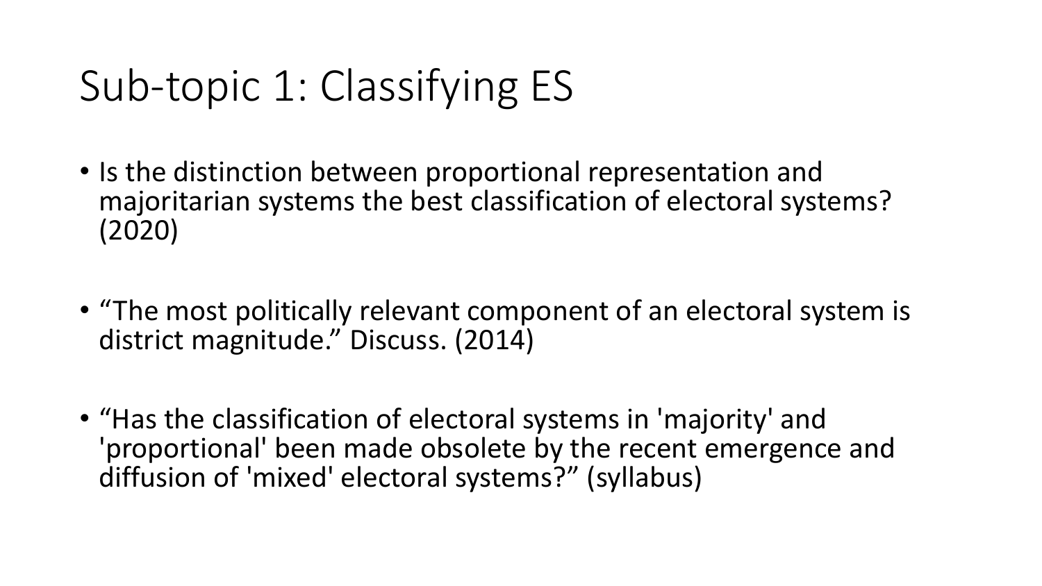# Sub-topic 1: Classifying ES

- Is the distinction between proportional representation and majoritarian systems the best classification of electoral systems? (2020)

- “The most politically relevant component of an electoral system is district magnitude.” Discuss. (2014)

- “Has the classification of electoral systems in 'majority' and 'proportional' been made obsolete by the recent emergence and diffusion of 'mixed' electoral systems?” (syllabus)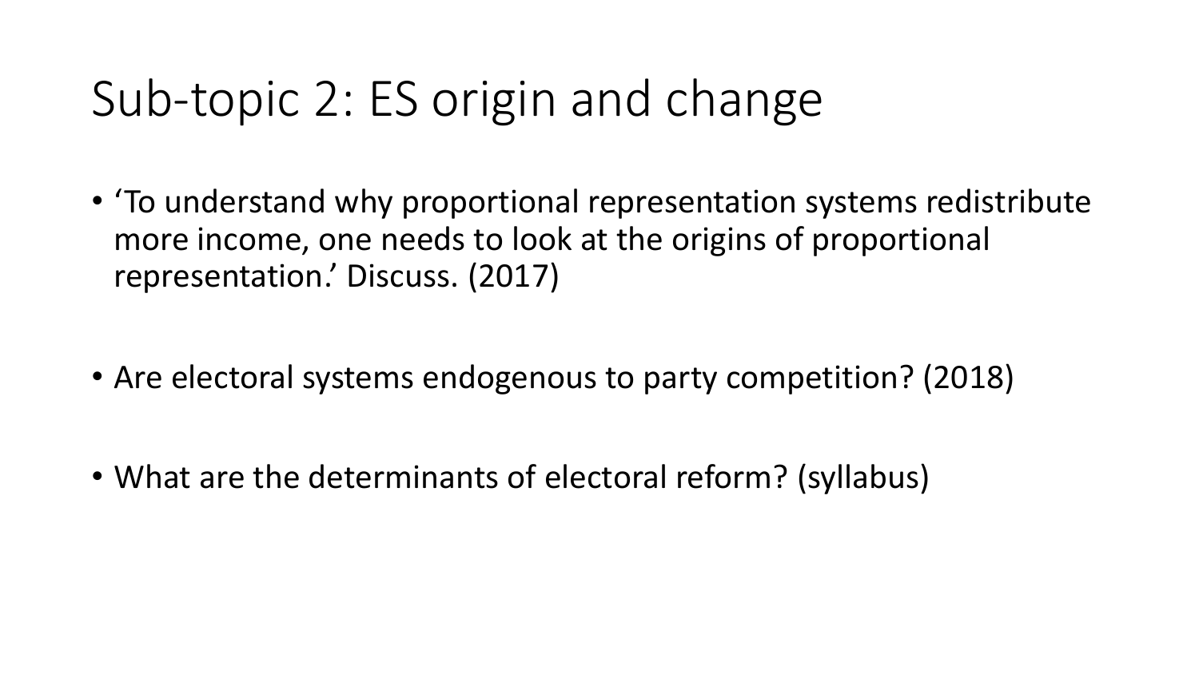# Sub-topic 2: ES origin and change

- 'To understand why proportional representation systems redistribute more income, one needs to look at the origins of proportional representation.' Discuss. (2017)

- Are electoral systems endogenous to party competition? (2018)

- What are the determinants of electoral reform? (syllabus)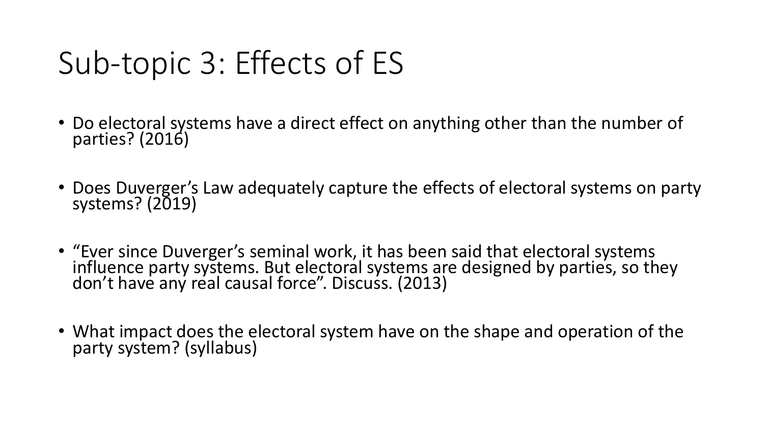# Sub-topic 3: Effects of ES

- Do electoral systems have a direct effect on anything other than the number of parties? (2016)
- Does Duverger's Law adequately capture the effects of electoral systems on party systems? (2019)
- "Ever since Duverger's seminal work, it has been said that electoral systems influence party systems. But electoral systems are designed by parties, so they don't have any real causal force". Discuss. (2013)
- What impact does the electoral system have on the shape and operation of the party system? (syllabus)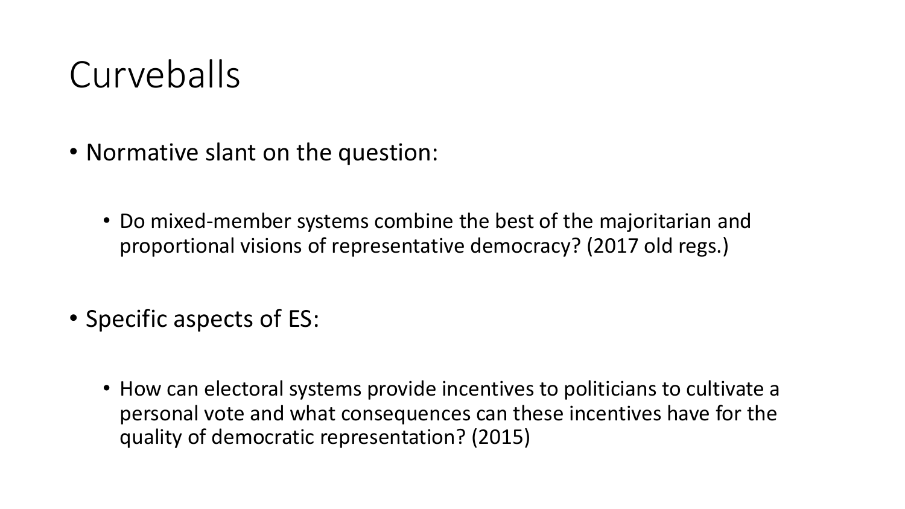# Curveballs

- Normative slant on the question:
  - Do mixed-member systems combine the best of the majoritarian and proportional visions of representative democracy? (2017 old regs.)
- Specific aspects of ES:
  - How can electoral systems provide incentives to politicians to cultivate a personal vote and what consequences can these incentives have for the quality of democratic representation? (2015)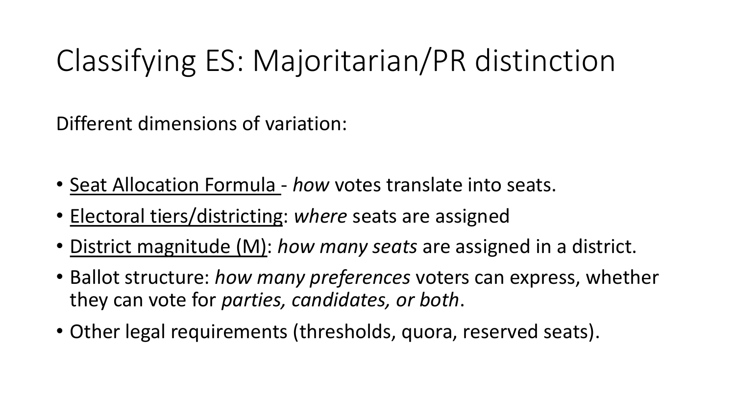# Classifying ES: Majoritarian/PR distinction

Different dimensions of variation:

- <u>Seat Allocation Formula</u> - *how* votes translate into seats.
- <u>Electoral tiers/districting</u>: *where* seats are assigned
- <u>District magnitude (M)</u>: *how many seats* are assigned in a district.
- Ballot structure: *how many preferences* voters can express, whether they can vote for *parties, candidates, or both*.
- Other legal requirements (thresholds, quora, reserved seats).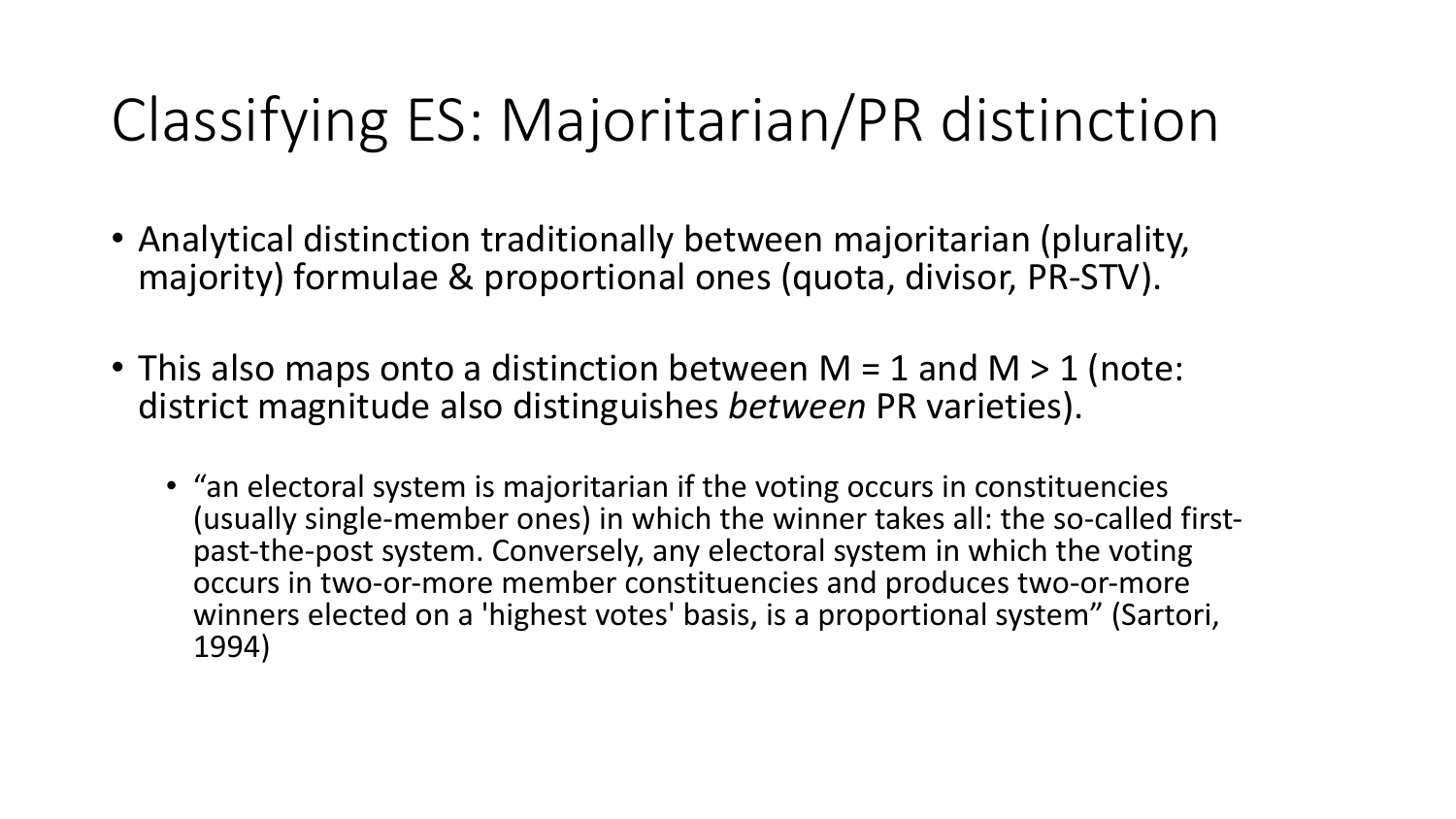# Classifying ES: Majoritarian/PR distinction

- Analytical distinction traditionally between majoritarian (plurality, majority) formulae & proportional ones (quota, divisor, PR-STV).

- This also maps onto a distinction between $M = 1$ and $M > 1$ (note: district magnitude also distinguishes *between* PR varieties).

  - "an electoral system is majoritarian if the voting occurs in constituencies (usually single-member ones) in which the winner takes all: the so-called first-past-the-post system. Conversely, any electoral system in which the voting occurs in two-or-more member constituencies and produces two-or-more winners elected on a 'highest votes' basis, is a proportional system" (Sartori, 1994)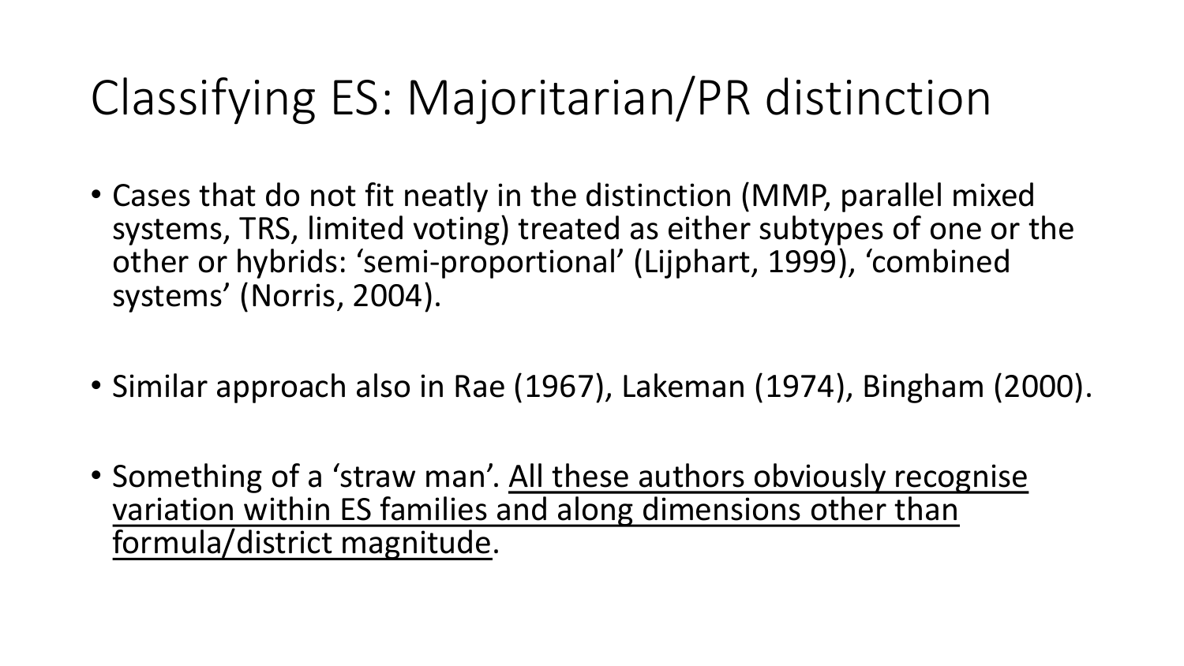# Classifying ES: Majoritarian/PR distinction

- Cases that do not fit neatly in the distinction (MMP, parallel mixed systems, TRS, limited voting) treated as either subtypes of one or the other or hybrids: 'semi-proportional' (Lijphart, 1999), 'combined systems' (Norris, 2004).

- Similar approach also in Rae (1967), Lakeman (1974), Bingham (2000).

- Something of a 'straw man'. <u>All these authors obviously recognise variation within ES families and along dimensions other than formula/district magnitude</u>.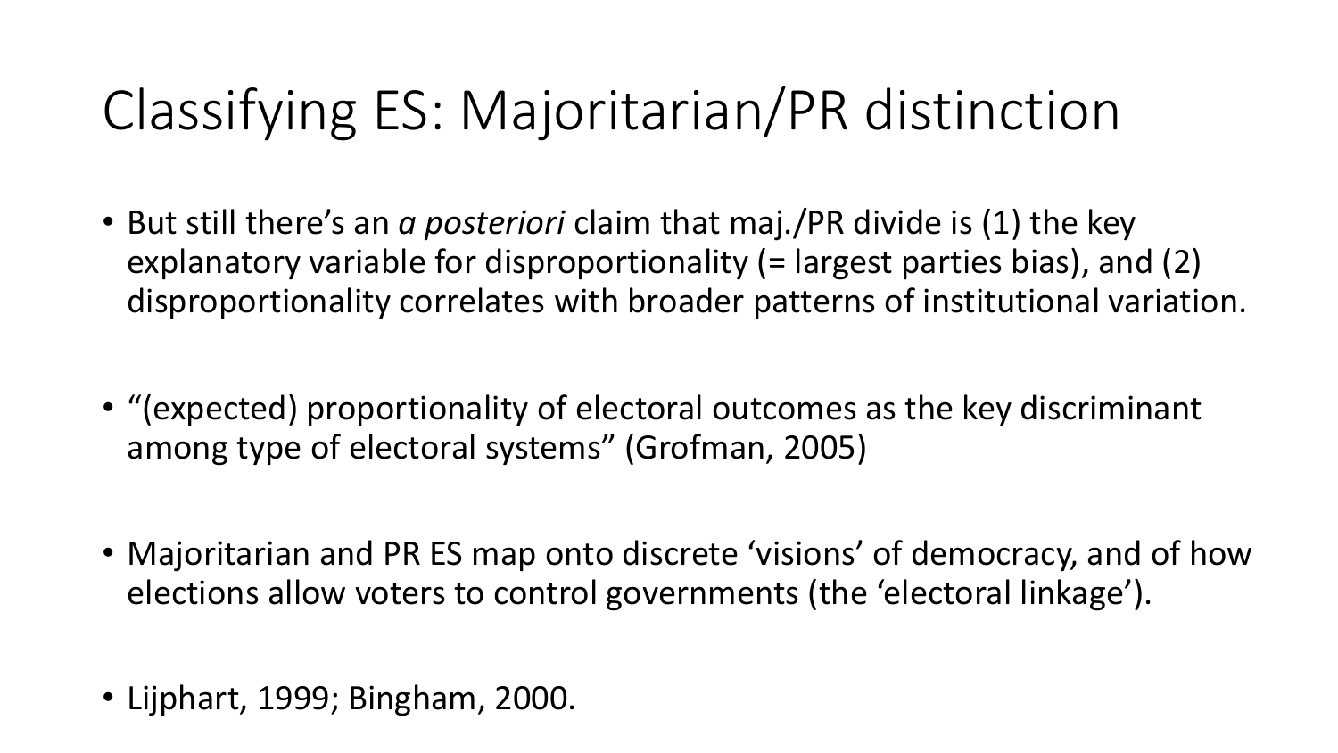# Classifying ES: Majoritarian/PR distinction

- But still there's an *a posteriori* claim that maj./PR divide is (1) the key explanatory variable for disproportionality (= largest parties bias), and (2) disproportionality correlates with broader patterns of institutional variation.
- "(expected) proportionality of electoral outcomes as the key discriminant among type of electoral systems" (Grofman, 2005)
- Majoritarian and PR ES map onto discrete 'visions' of democracy, and of how elections allow voters to control governments (the 'electoral linkage').
- Lijphart, 1999; Bingham, 2000.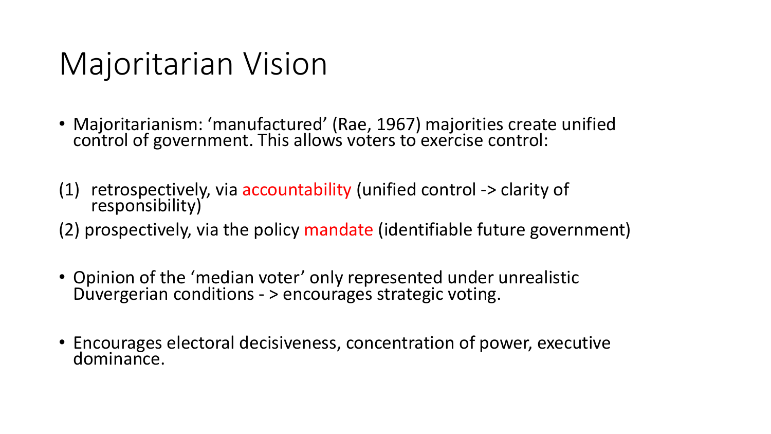# Majoritarian Vision

- Majoritarianism: 'manufactured' (Rae, 1967) majorities create unified control of government. This allows voters to exercise control:

(1) retrospectively, via accountability (unified control -> clarity of responsibility)

(2) prospectively, via the policy mandate (identifiable future government)

- Opinion of the 'median voter' only represented under unrealistic Duvergerian conditions - > encourages strategic voting.

- Encourages electoral decisiveness, concentration of power, executive dominance.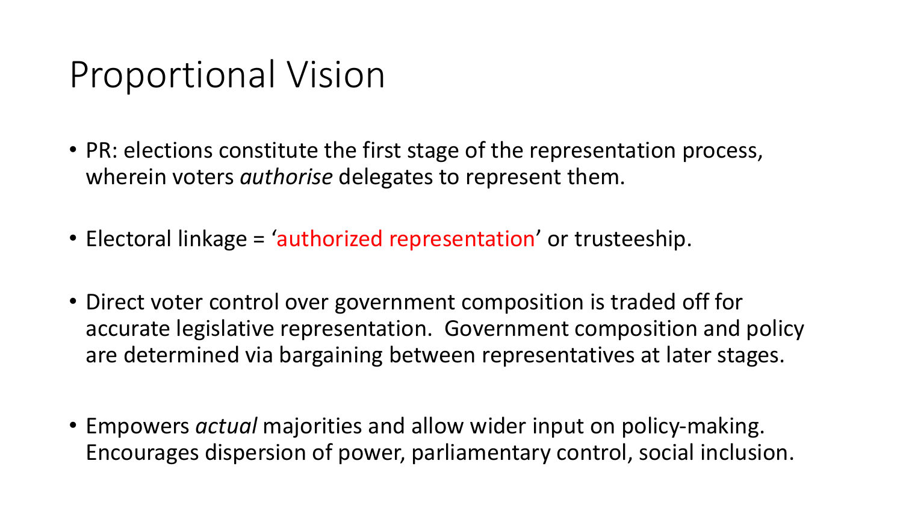# Proportional Vision

- PR: elections constitute the first stage of the representation process, wherein voters *authorise* delegates to represent them.
- Electoral linkage = 'authorized representation' or trusteeship.
- Direct voter control over government composition is traded off for accurate legislative representation. Government composition and policy are determined via bargaining between representatives at later stages.
- Empowers *actual* majorities and allow wider input on policy-making. Encourages dispersion of power, parliamentary control, social inclusion.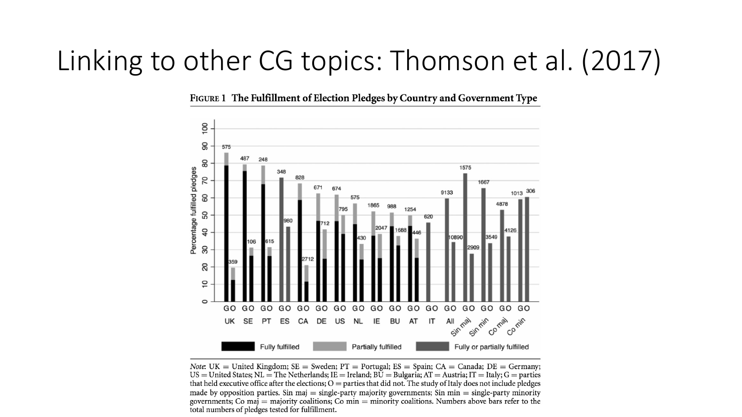# Linking to other CG topics: Thomson et al. (2017)

**FIGURE 1 The Fulfillment of Election Pledges by Country and Government Type**

*Note*: UK = United Kingdom; SE = Sweden; PT = Portugal; ES = Spain; CA = Canada; DE = Germany; US = United States; NL = The Netherlands; IE = Ireland; BU = Bulgaria; AT = Austria; IT = Italy; G = parties that held executive office after the elections; O = parties that did not. The study of Italy does not include pledges made by opposition parties. Sin maj = single-party majority governments; Sin min = single-party minority governments; Co maj = majority coalitions; Co min = minority coalitions. Numbers above bars refer to the total numbers of pledges tested for fulfillment.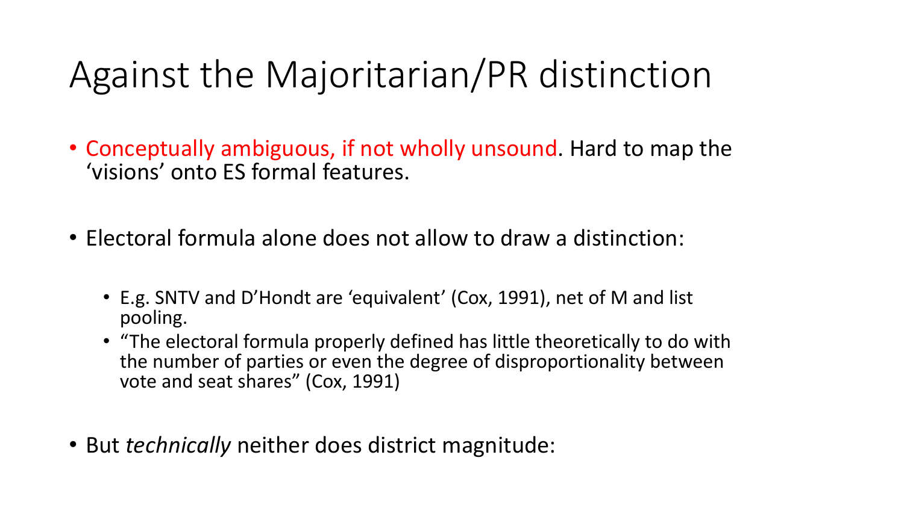# Against the Majoritarian/PR distinction

- Conceptually ambiguous, if not wholly unsound. Hard to map the 'visions' onto ES formal features.
- Electoral formula alone does not allow to draw a distinction:
  - E.g. SNTV and D'Hondt are 'equivalent' (Cox, 1991), net of M and list pooling.
  - "The electoral formula properly defined has little theoretically to do with the number of parties or even the degree of disproportionality between vote and seat shares" (Cox, 1991)
- But *technically* neither does district magnitude: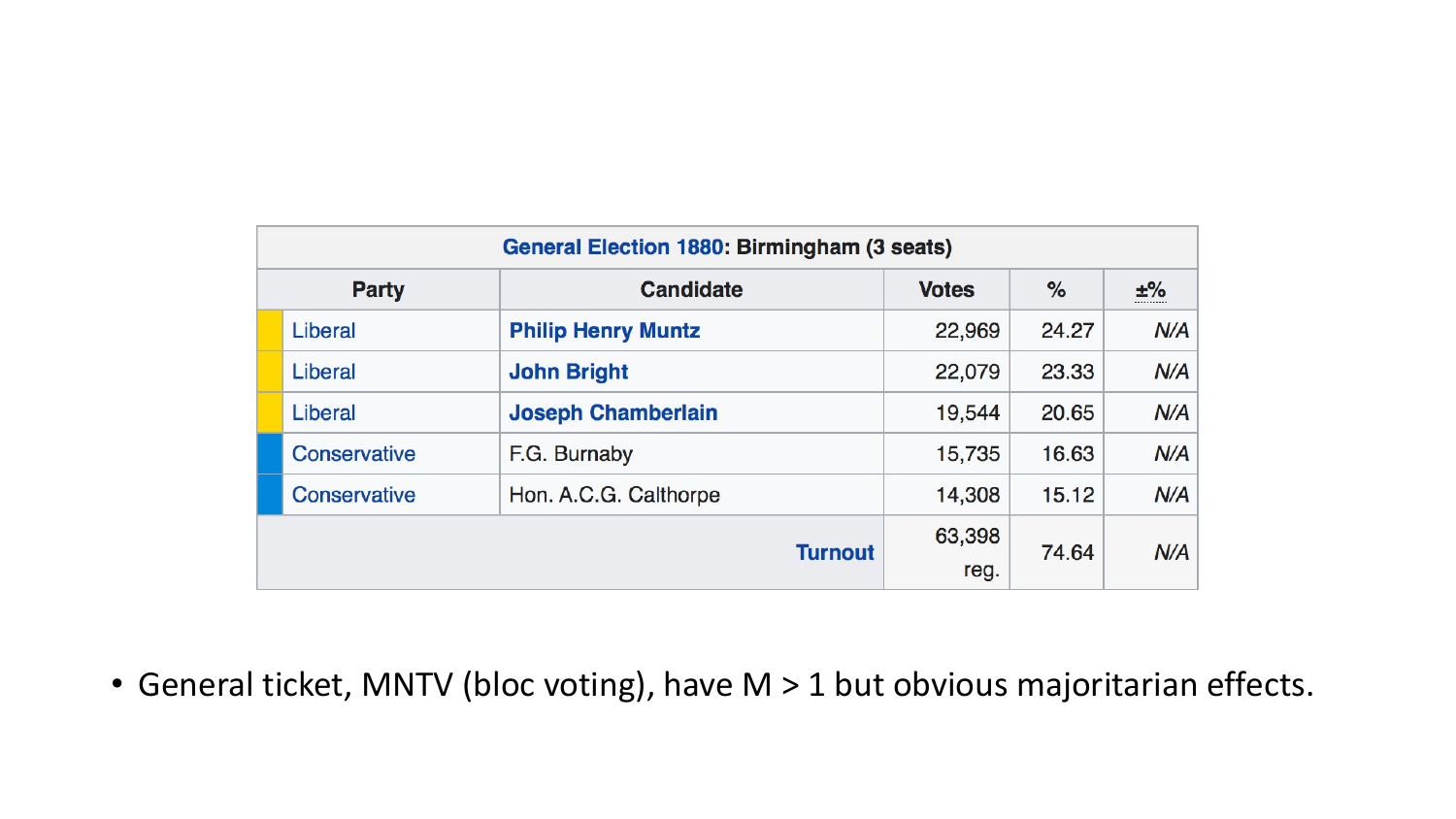| General Election 1880: Birmingham (3 seats) | | | | | |
|---|---|---|---|---|---|
| Party | | Candidate | Votes | % | ±% |
| | Liberal | **Philip Henry Muntz** | 22,969 | 24.27 | N/A |
| | Liberal | **John Bright** | 22,079 | 23.33 | N/A |
| | Liberal | **Joseph Chamberlain** | 19,544 | 20.65 | N/A |
| | Conservative | F.G. Burnaby | 15,735 | 16.63 | N/A |
| | Conservative | Hon. A.C.G. Calthorpe | 14,308 | 15.12 | N/A |
| | | Turnout | 63,398 reg. | 74.64 | N/A |

- General ticket, MNTV (bloc voting), have M > 1 but obvious majoritarian effects.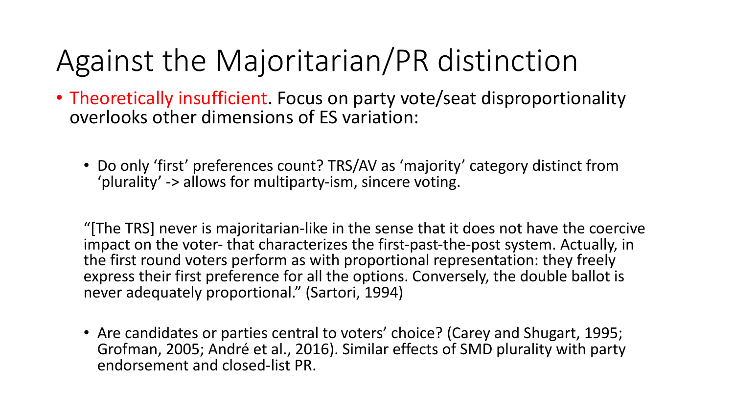# Against the Majoritarian/PR distinction

- Theoretically insufficient. Focus on party vote/seat disproportionality overlooks other dimensions of ES variation:

  - Do only 'first' preferences count? TRS/AV as 'majority' category distinct from 'plurality' -> allows for multiparty-ism, sincere voting.

  "[The TRS] never is majoritarian-like in the sense that it does not have the coercive impact on the voter- that characterizes the first-past-the-post system. Actually, in the first round voters perform as with proportional representation: they freely express their first preference for all the options. Conversely, the double ballot is never adequately proportional." (Sartori, 1994)

  - Are candidates or parties central to voters' choice? (Carey and Shugart, 1995; Grofman, 2005; André et al., 2016). Similar effects of SMD plurality with party endorsement and closed-list PR.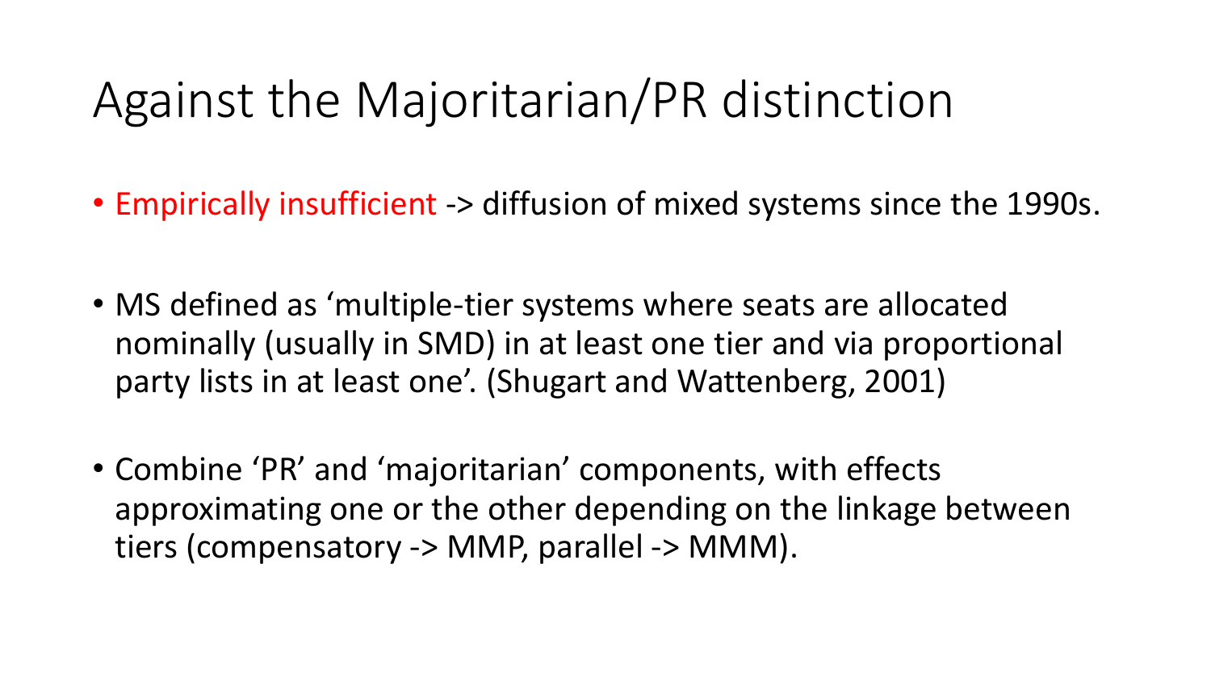# Against the Majoritarian/PR distinction

- Empirically insufficient -> diffusion of mixed systems since the 1990s.

- MS defined as 'multiple-tier systems where seats are allocated nominally (usually in SMD) in at least one tier and via proportional party lists in at least one'. (Shugart and Wattenberg, 2001)

- Combine 'PR' and 'majoritarian' components, with effects approximating one or the other depending on the linkage between tiers (compensatory -> MMP, parallel -> MMM).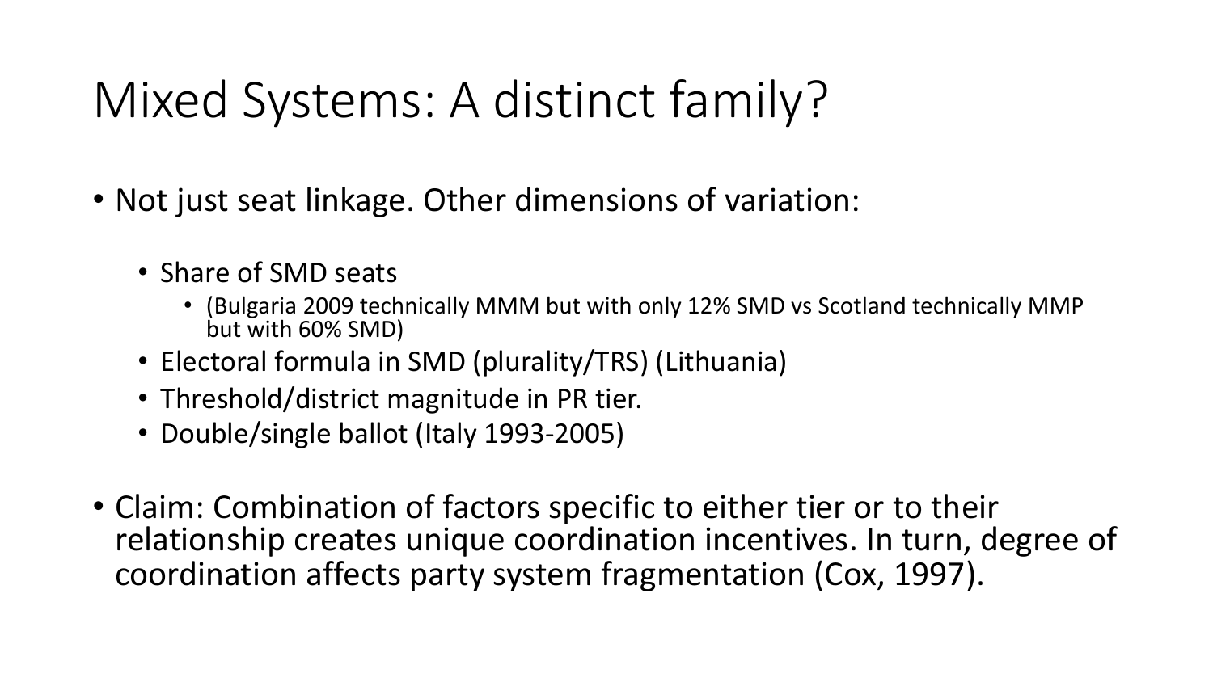# Mixed Systems: A distinct family?

- Not just seat linkage. Other dimensions of variation:
  - Share of SMD seats
    - (Bulgaria 2009 technically MMM but with only 12% SMD vs Scotland technically MMP but with 60% SMD)
  - Electoral formula in SMD (plurality/TRS) (Lithuania)
  - Threshold/district magnitude in PR tier.
  - Double/single ballot (Italy 1993-2005)
- Claim: Combination of factors specific to either tier or to their relationship creates unique coordination incentives. In turn, degree of coordination affects party system fragmentation (Cox, 1997).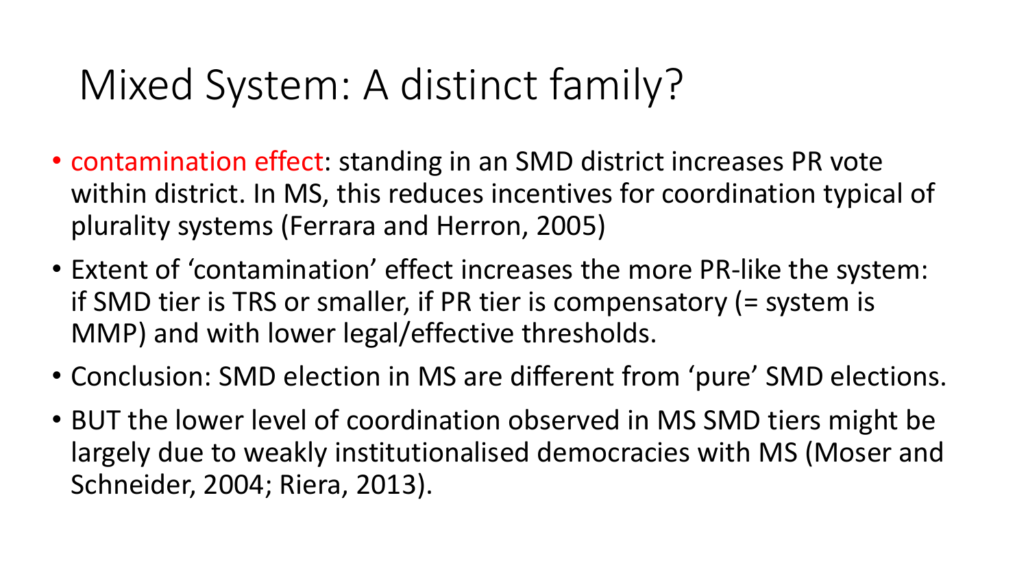# Mixed System: A distinct family?

- contamination effect: standing in an SMD district increases PR vote within district. In MS, this reduces incentives for coordination typical of plurality systems (Ferrara and Herron, 2005)
- Extent of 'contamination' effect increases the more PR-like the system: if SMD tier is TRS or smaller, if PR tier is compensatory (= system is MMP) and with lower legal/effective thresholds.
- Conclusion: SMD election in MS are different from 'pure' SMD elections.
- BUT the lower level of coordination observed in MS SMD tiers might be largely due to weakly institutionalised democracies with MS (Moser and Schneider, 2004; Riera, 2013).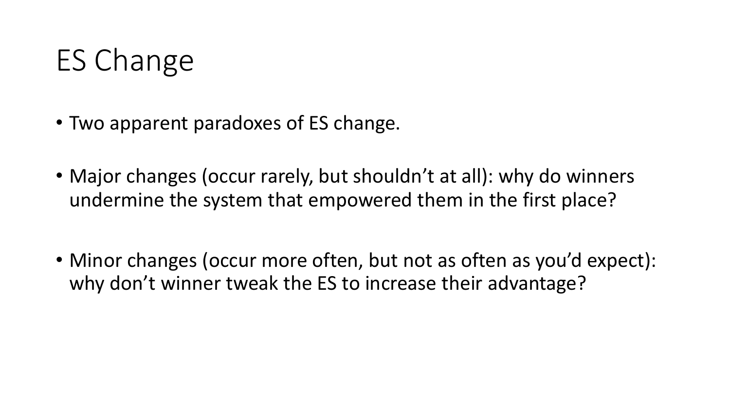# ES Change

- Two apparent paradoxes of ES change.
- Major changes (occur rarely, but shouldn't at all): why do winners undermine the system that empowered them in the first place?
- Minor changes (occur more often, but not as often as you'd expect): why don't winner tweak the ES to increase their advantage?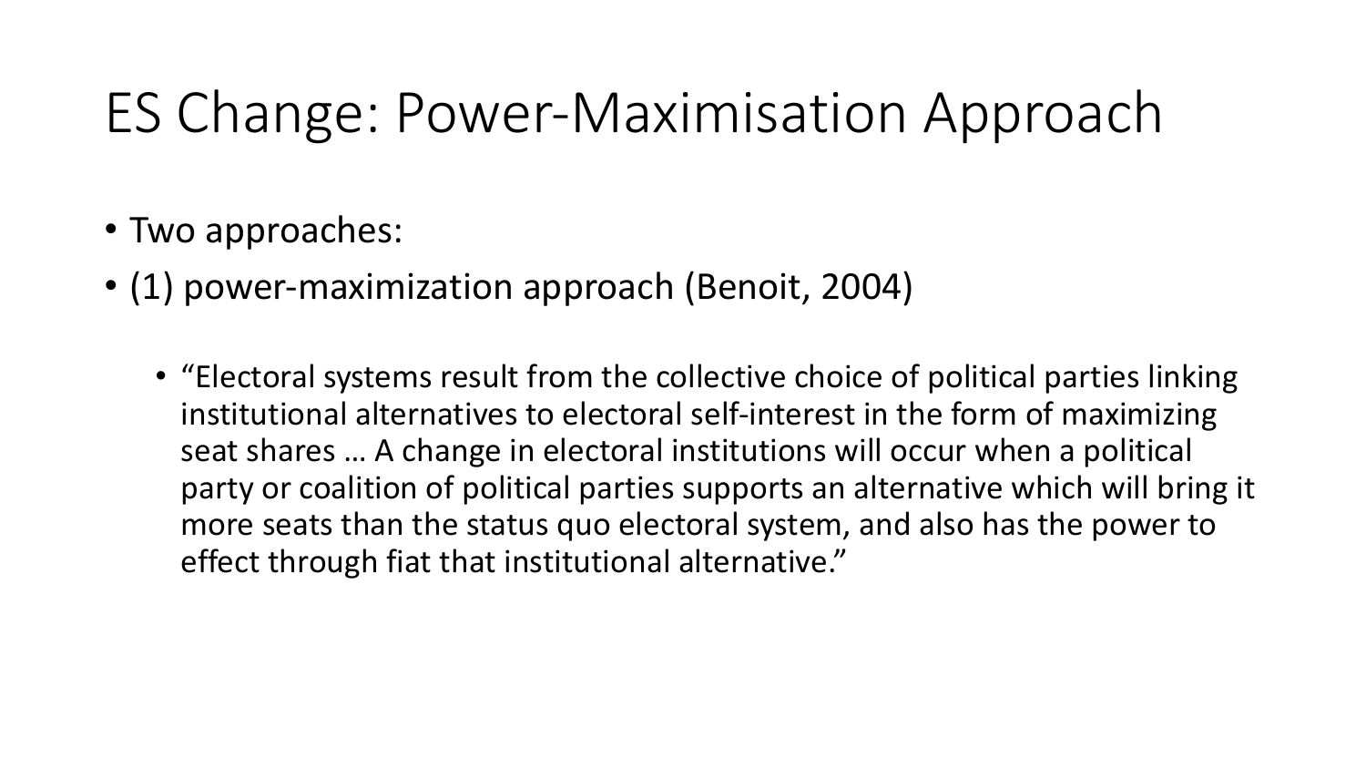# ES Change: Power-Maximisation Approach

- Two approaches:
- (1) power-maximization approach (Benoit, 2004)
  - “Electoral systems result from the collective choice of political parties linking institutional alternatives to electoral self-interest in the form of maximizing seat shares … A change in electoral institutions will occur when a political party or coalition of political parties supports an alternative which will bring it more seats than the status quo electoral system, and also has the power to effect through fiat that institutional alternative.”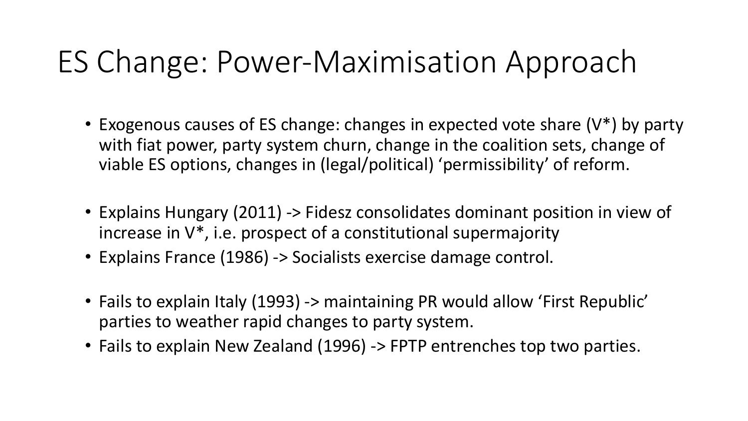# ES Change: Power-Maximisation Approach

- Exogenous causes of ES change: changes in expected vote share (V*) by party with fiat power, party system churn, change in the coalition sets, change of viable ES options, changes in (legal/political) 'permissibility' of reform.

- Explains Hungary (2011) -> Fidesz consolidates dominant position in view of increase in V*, i.e. prospect of a constitutional supermajority
- Explains France (1986) -> Socialists exercise damage control.

- Fails to explain Italy (1993) -> maintaining PR would allow 'First Republic' parties to weather rapid changes to party system.
- Fails to explain New Zealand (1996) -> FPTP entrenches top two parties.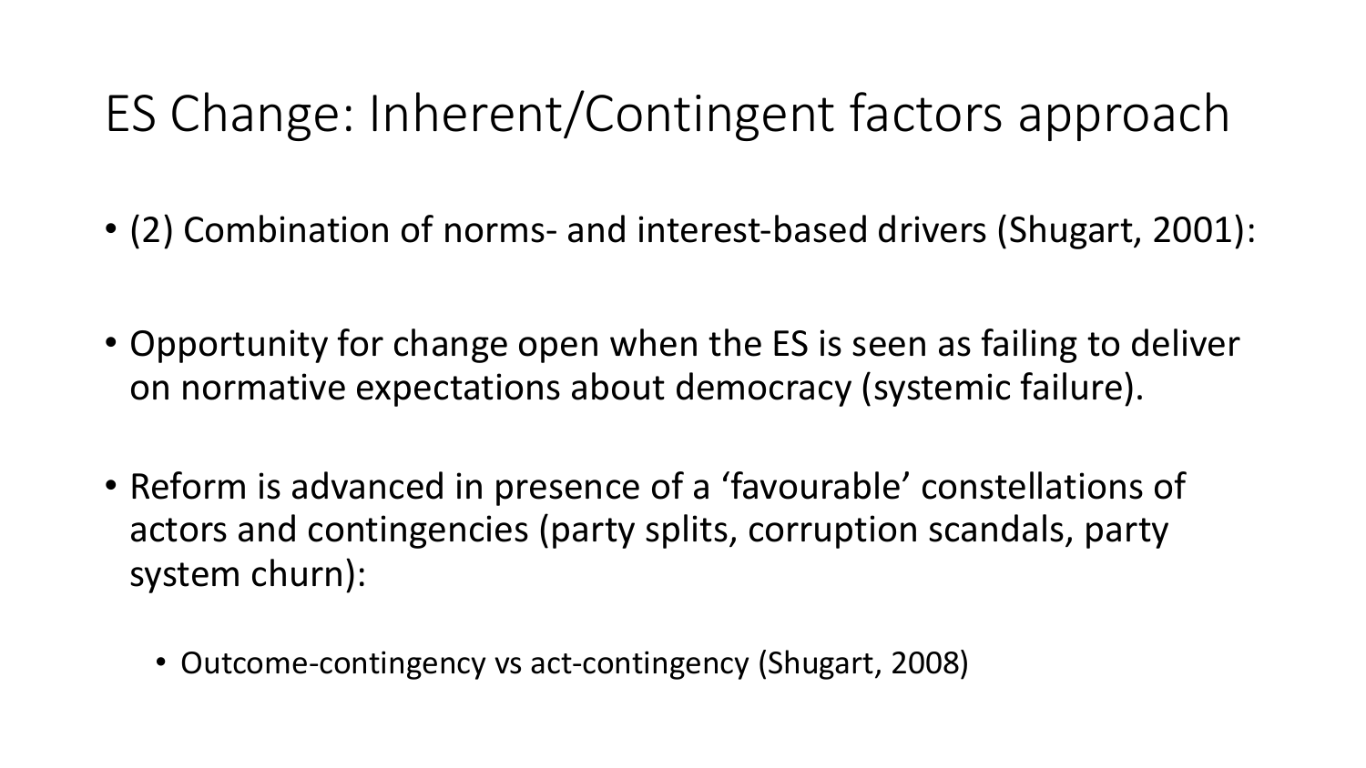# ES Change: Inherent/Contingent factors approach

- (2) Combination of norms- and interest-based drivers (Shugart, 2001):
- Opportunity for change open when the ES is seen as failing to deliver on normative expectations about democracy (systemic failure).
- Reform is advanced in presence of a 'favourable' constellations of actors and contingencies (party splits, corruption scandals, party system churn):
  - Outcome-contingency vs act-contingency (Shugart, 2008)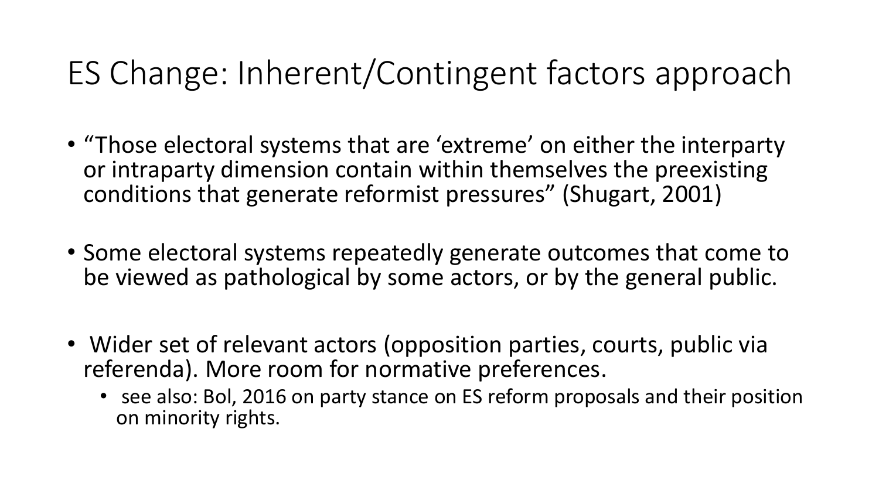# ES Change: Inherent/Contingent factors approach

- "Those electoral systems that are 'extreme' on either the interparty or intraparty dimension contain within themselves the preexisting conditions that generate reformist pressures" (Shugart, 2001)

- Some electoral systems repeatedly generate outcomes that come to be viewed as pathological by some actors, or by the general public.

- Wider set of relevant actors (opposition parties, courts, public via referenda). More room for normative preferences.
  - see also: Bol, 2016 on party stance on ES reform proposals and their position on minority rights.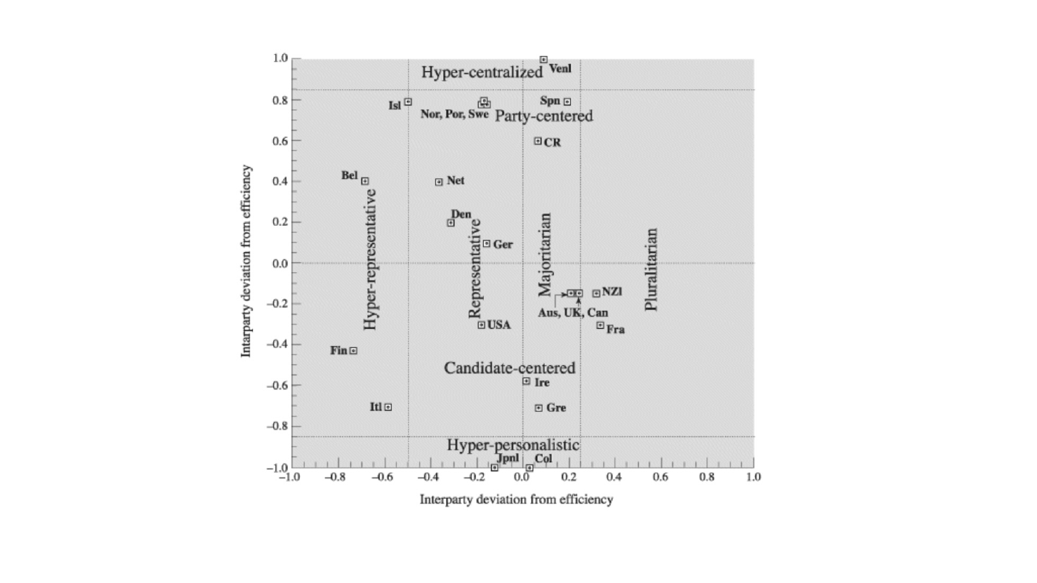Hyper-centralized

Venl

Isl

Nor, Por, Swe

Spn

Party-centered

CR

Bel

Net

Den

Ger

Hyper-representative

Representative

Majoritarian

Pluralitarian

NZl

Aus, UK, Can

Fra

USA

Fin

Candidate-centered

Ire

Itl

Gre

Hyper-personalistic

Jpnl

Col

Interparty deviation from efficiency

Interparty deviation from efficiency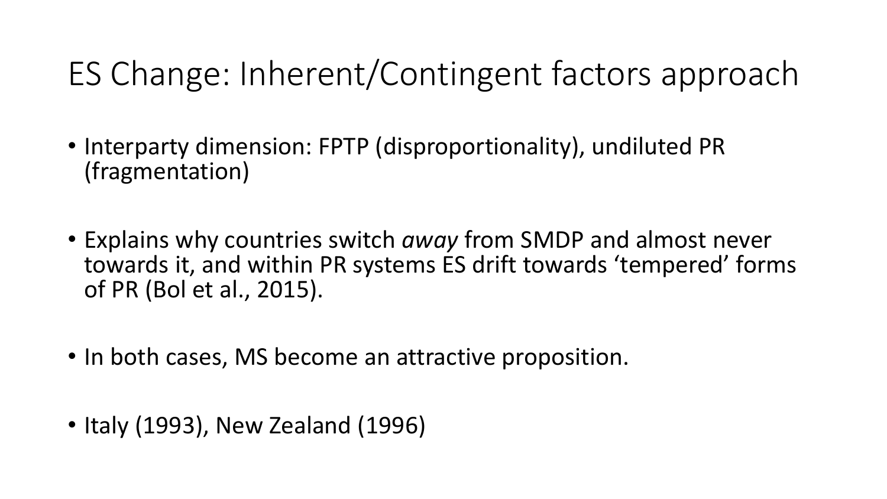# ES Change: Inherent/Contingent factors approach

- Interparty dimension: FPTP (disproportionality), undiluted PR (fragmentation)
- Explains why countries switch *away* from SMDP and almost never towards it, and within PR systems ES drift towards 'tempered' forms of PR (Bol et al., 2015).
- In both cases, MS become an attractive proposition.
- Italy (1993), New Zealand (1996)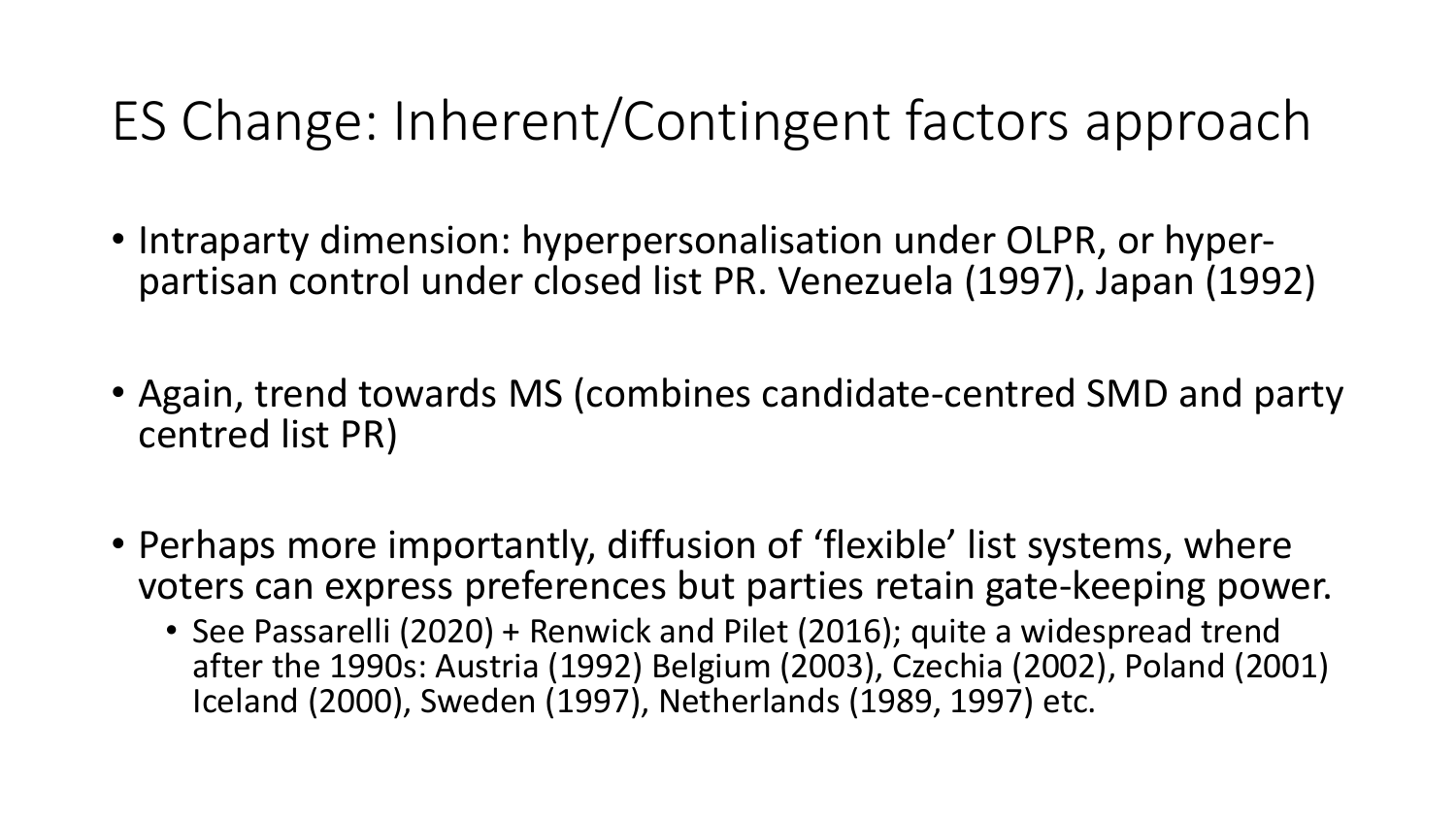# ES Change: Inherent/Contingent factors approach

- Intraparty dimension: hyperpersonalisation under OLPR, or hyper-partisan control under closed list PR. Venezuela (1997), Japan (1992)

- Again, trend towards MS (combines candidate-centred SMD and party centred list PR)

- Perhaps more importantly, diffusion of 'flexible' list systems, where voters can express preferences but parties retain gate-keeping power.
  - See Passarelli (2020) + Renwick and Pilet (2016); quite a widespread trend after the 1990s: Austria (1992) Belgium (2003), Czechia (2002), Poland (2001) Iceland (2000), Sweden (1997), Netherlands (1989, 1997) etc.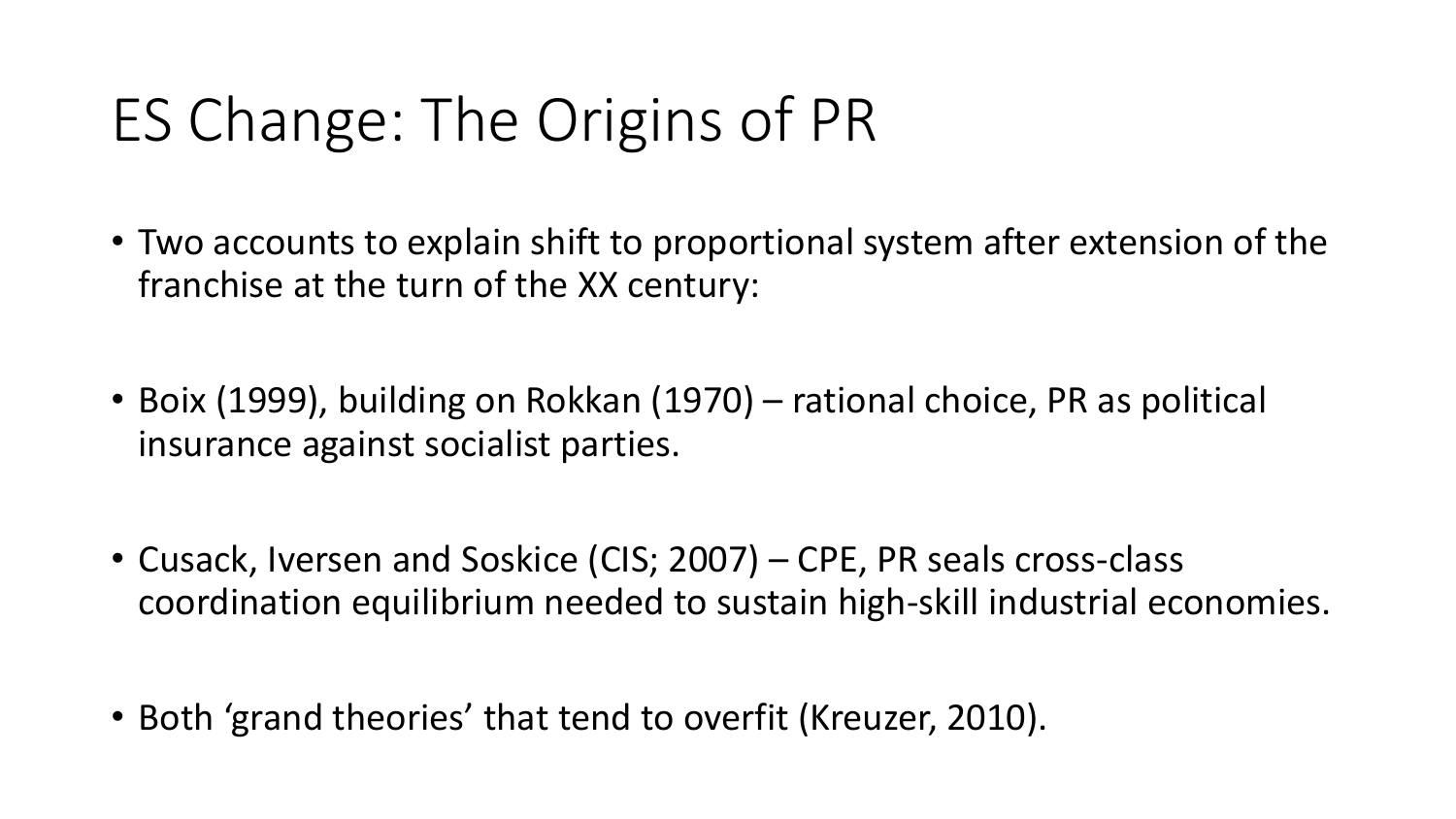# ES Change: The Origins of PR

- Two accounts to explain shift to proportional system after extension of the franchise at the turn of the XX century:

- Boix (1999), building on Rokkan (1970) – rational choice, PR as political insurance against socialist parties.

- Cusack, Iversen and Soskice (CIS; 2007) – CPE, PR seals cross-class coordination equilibrium needed to sustain high-skill industrial economies.

- Both 'grand theories' that tend to overfit (Kreuzer, 2010).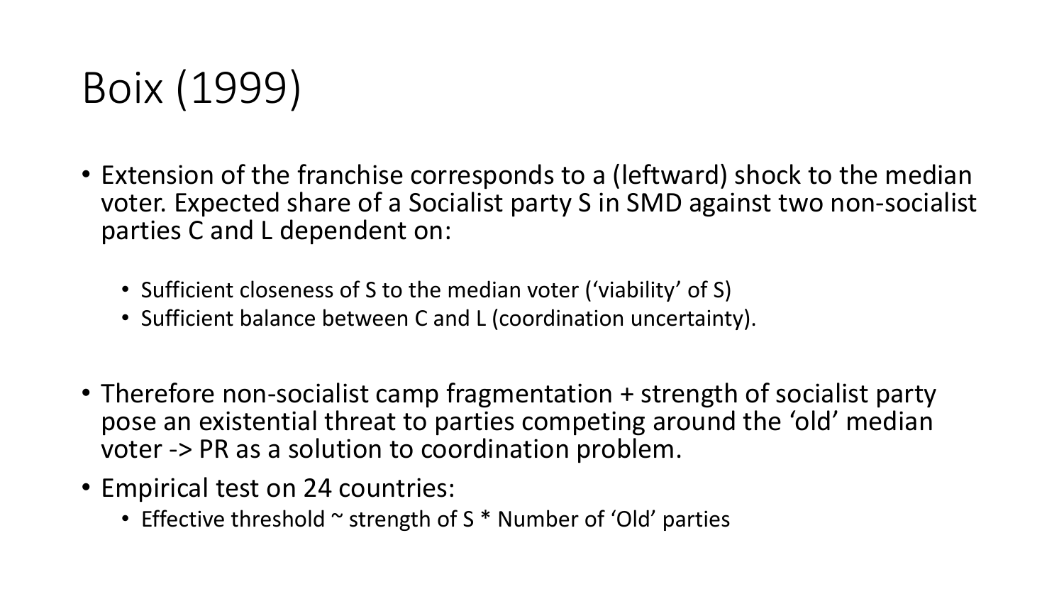# Boix (1999)

- Extension of the franchise corresponds to a (leftward) shock to the median voter. Expected share of a Socialist party S in SMD against two non-socialist parties C and L dependent on:
  - Sufficient closeness of S to the median voter ('viability' of S)
  - Sufficient balance between C and L (coordination uncertainty).
- Therefore non-socialist camp fragmentation + strength of socialist party pose an existential threat to parties competing around the 'old' median voter -> PR as a solution to coordination problem.
- Empirical test on 24 countries:
  - Effective threshold ~ strength of S * Number of 'Old' parties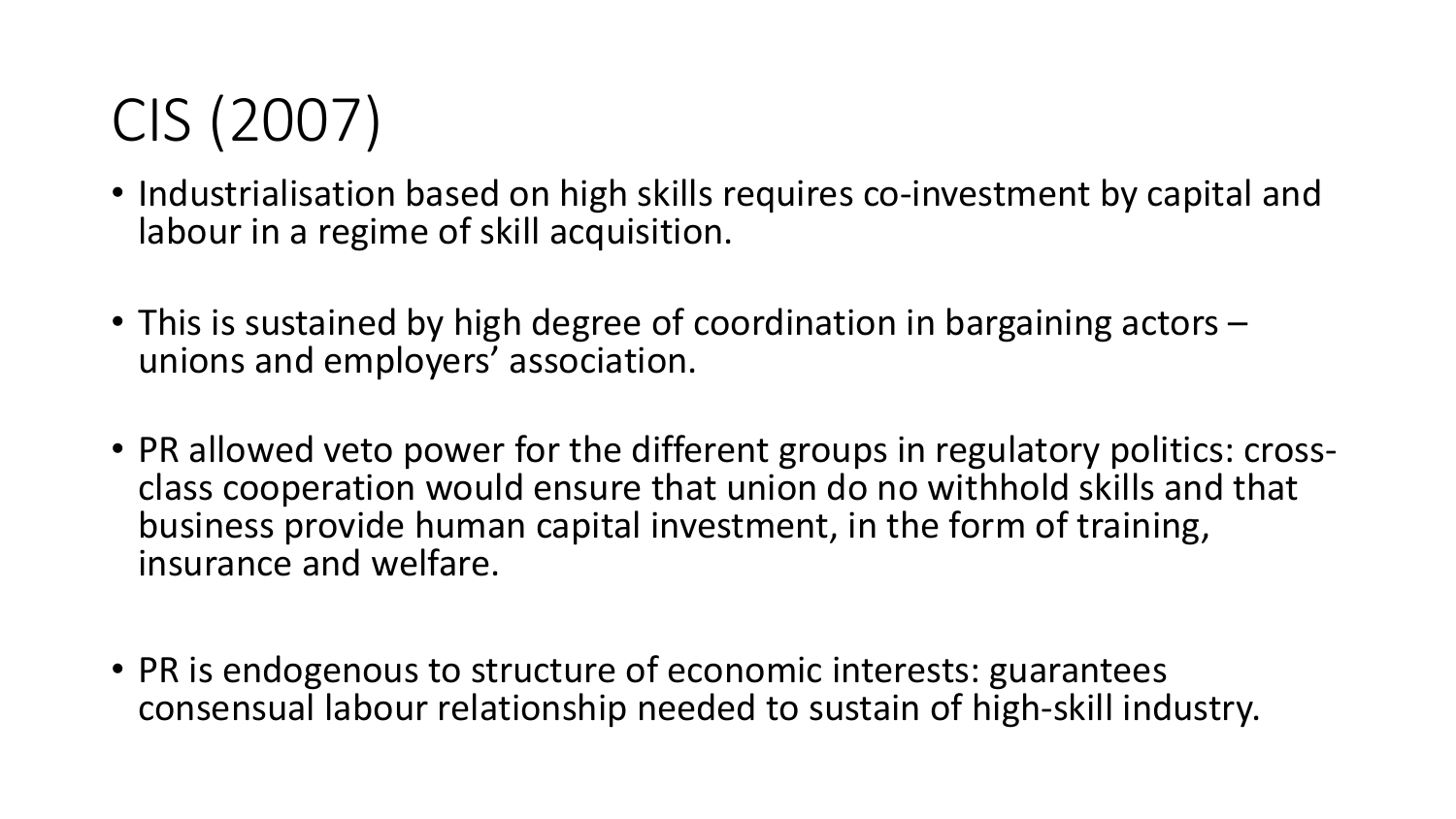# CIS (2007)

- Industrialisation based on high skills requires co-investment by capital and labour in a regime of skill acquisition.

- This is sustained by high degree of coordination in bargaining actors – unions and employers' association.

- PR allowed veto power for the different groups in regulatory politics: cross-class cooperation would ensure that union do no withhold skills and that business provide human capital investment, in the form of training, insurance and welfare.

- PR is endogenous to structure of economic interests: guarantees consensual labour relationship needed to sustain of high-skill industry.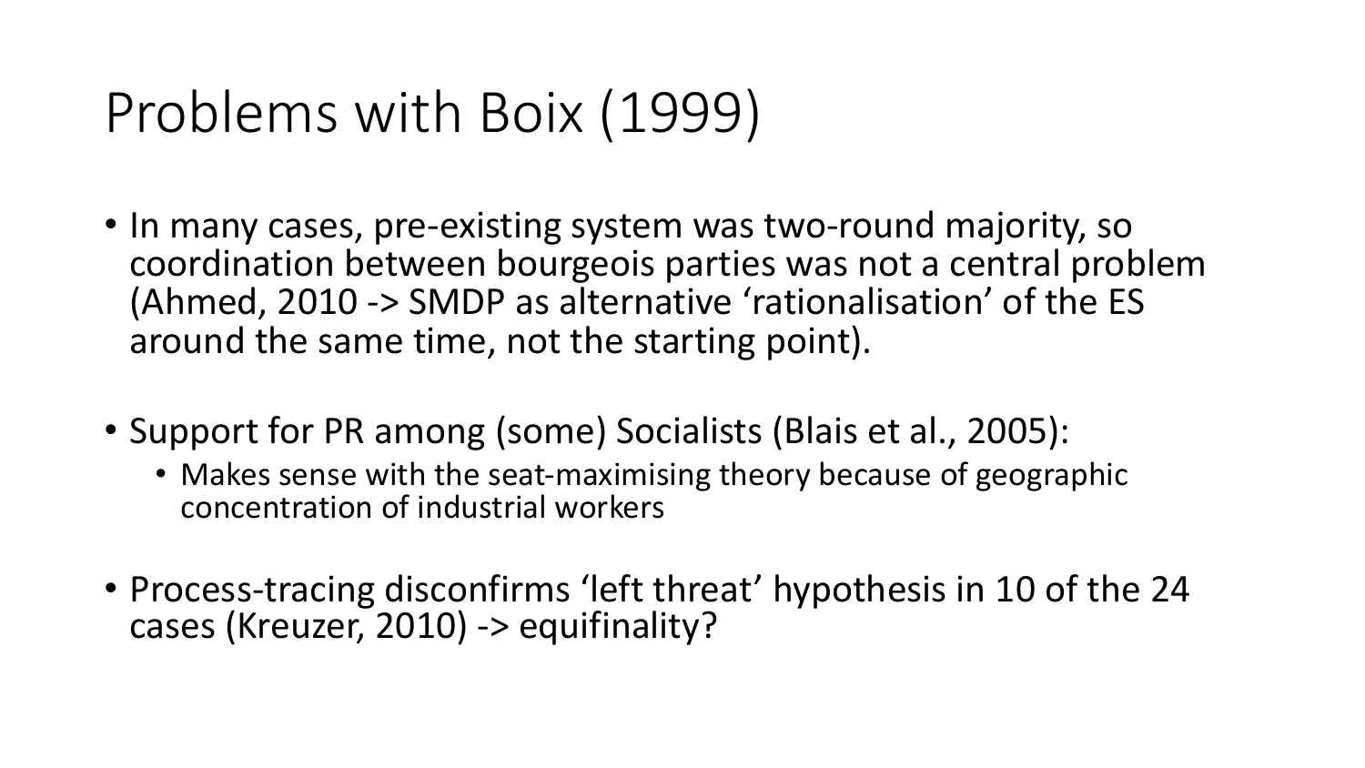# Problems with Boix (1999)

- In many cases, pre-existing system was two-round majority, so coordination between bourgeois parties was not a central problem (Ahmed, 2010 -> SMDP as alternative 'rationalisation' of the ES around the same time, not the starting point).

- Support for PR among (some) Socialists (Blais et al., 2005):
  - Makes sense with the seat-maximising theory because of geographic concentration of industrial workers

- Process-tracing disconfirms 'left threat' hypothesis in 10 of the 24 cases (Kreuzer, 2010) -> equifinality?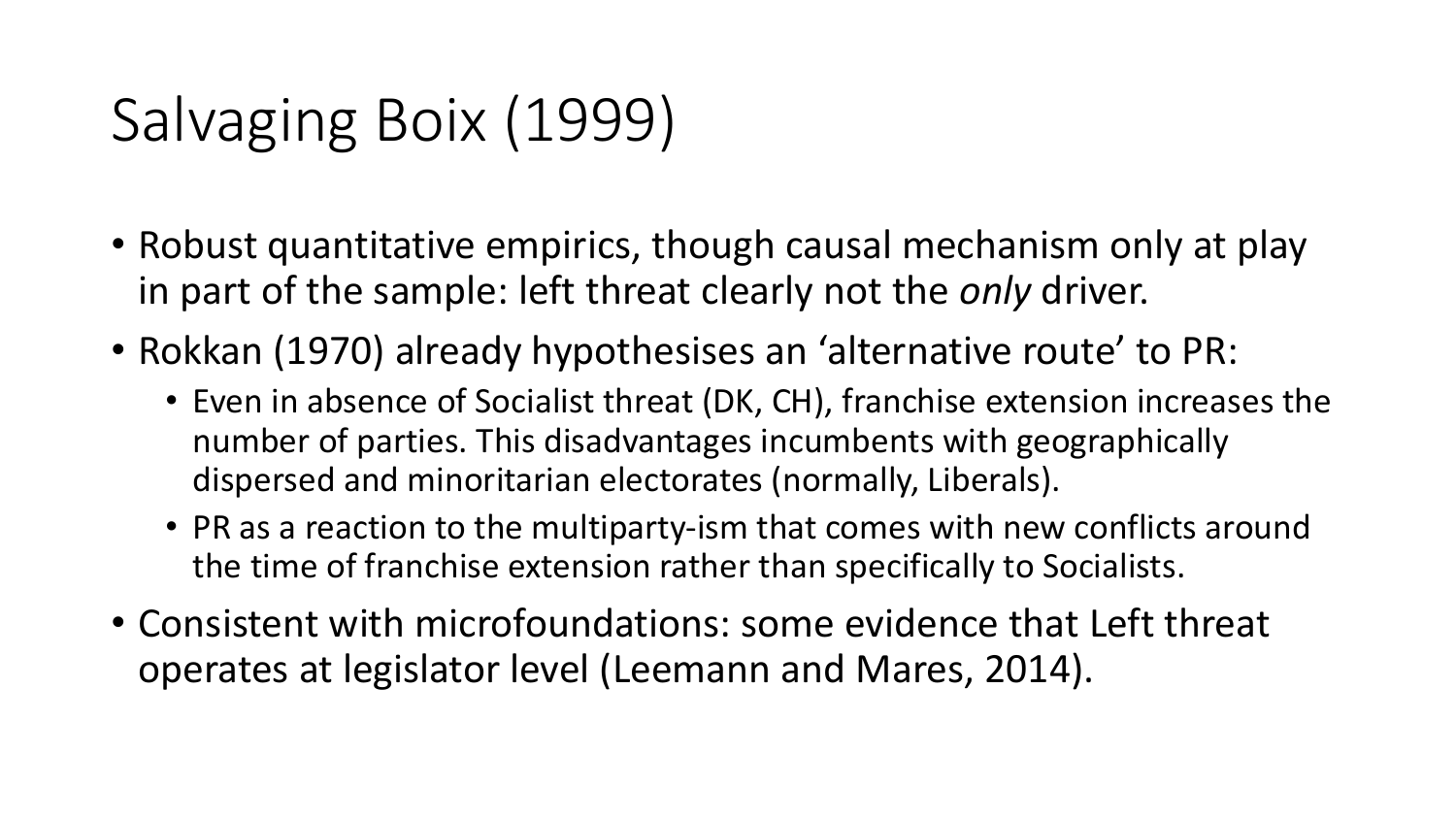# Salvaging Boix (1999)

- Robust quantitative empirics, though causal mechanism only at play in part of the sample: left threat clearly not the *only* driver.
- Rokkan (1970) already hypothesises an 'alternative route' to PR:
  - Even in absence of Socialist threat (DK, CH), franchise extension increases the number of parties. This disadvantages incumbents with geographically dispersed and minoritarian electorates (normally, Liberals).
  - PR as a reaction to the multiparty-ism that comes with new conflicts around the time of franchise extension rather than specifically to Socialists.
- Consistent with microfoundations: some evidence that Left threat operates at legislator level (Leemann and Mares, 2014).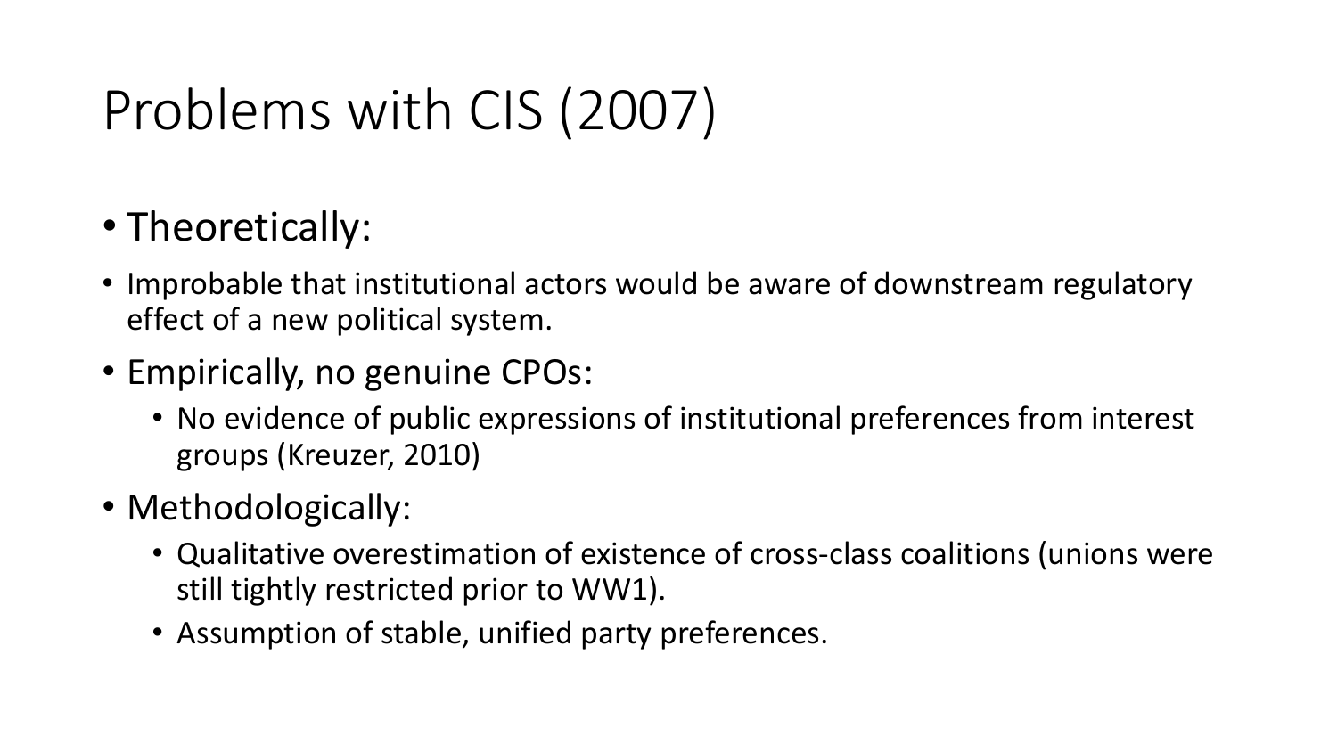# Problems with CIS (2007)

- Theoretically:
- Improbable that institutional actors would be aware of downstream regulatory effect of a new political system.
- Empirically, no genuine CPOs:
  - No evidence of public expressions of institutional preferences from interest groups (Kreuzer, 2010)
- Methodologically:
  - Qualitative overestimation of existence of cross-class coalitions (unions were still tightly restricted prior to WW1).
  - Assumption of stable, unified party preferences.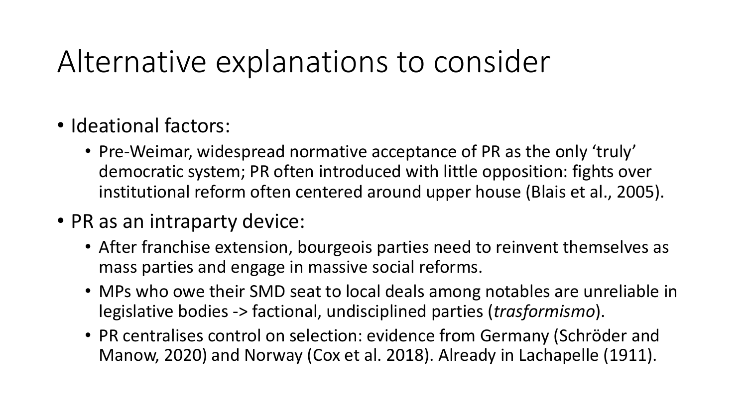# Alternative explanations to consider

- Ideational factors:
  - Pre-Weimar, widespread normative acceptance of PR as the only 'truly' democratic system; PR often introduced with little opposition: fights over institutional reform often centered around upper house (Blais et al., 2005).
- PR as an intraparty device:
  - After franchise extension, bourgeois parties need to reinvent themselves as mass parties and engage in massive social reforms.
  - MPs who owe their SMD seat to local deals among notables are unreliable in legislative bodies -> factional, undisciplined parties (*trasformismo*).
  - PR centralises control on selection: evidence from Germany (Schröder and Manow, 2020) and Norway (Cox et al. 2018). Already in Lachapelle (1911).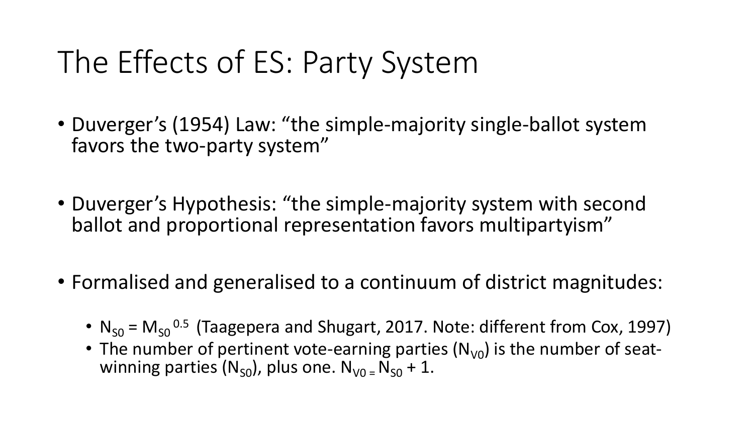# The Effects of ES: Party System

- Duverger's (1954) Law: "the simple-majority single-ballot system favors the two-party system"

- Duverger's Hypothesis: "the simple-majority system with second ballot and proportional representation favors multipartyism"

- Formalised and generalised to a continuum of district magnitudes:

  - $N_{S0} = M_{S0}^{0.5}$ (Taagepera and Shugart, 2017. Note: different from Cox, 1997)
  - The number of pertinent vote-earning parties ($N_{V0}$) is the number of seat-winning parties ($N_{S0}$), plus one. $N_{V0} = N_{S0} + 1$.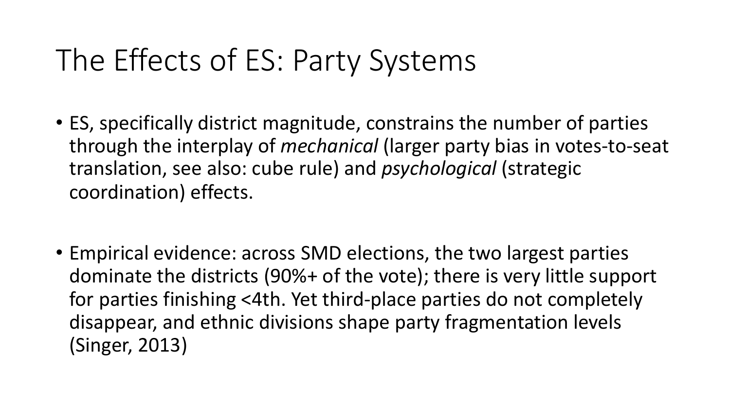# The Effects of ES: Party Systems

- ES, specifically district magnitude, constrains the number of parties through the interplay of *mechanical* (larger party bias in votes-to-seat translation, see also: cube rule) and *psychological* (strategic coordination) effects.

- Empirical evidence: across SMD elections, the two largest parties dominate the districts (90%+ of the vote); there is very little support for parties finishing <4th. Yet third-place parties do not completely disappear, and ethnic divisions shape party fragmentation levels (Singer, 2013)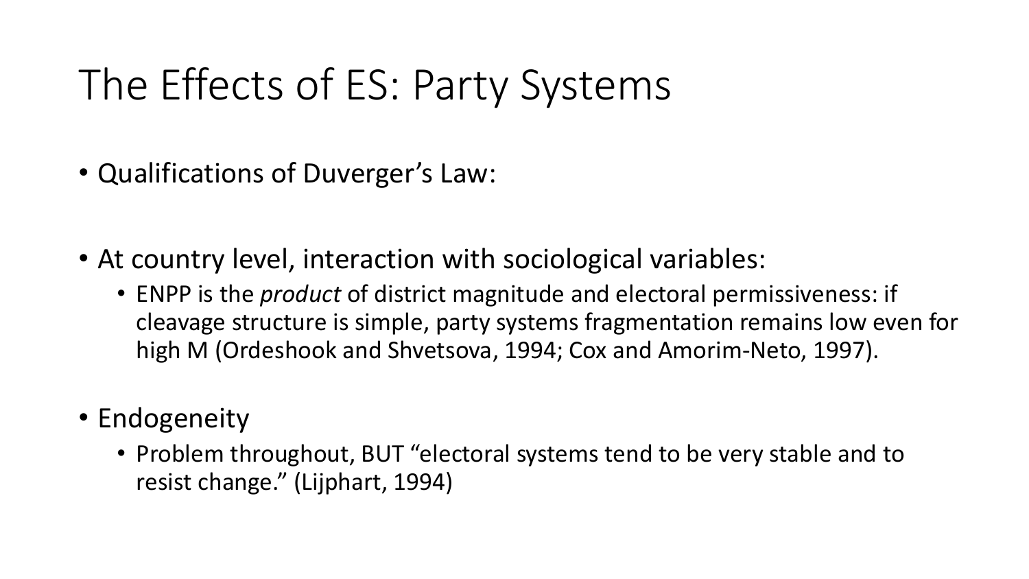# The Effects of ES: Party Systems

- Qualifications of Duverger's Law:

- At country level, interaction with sociological variables:
  - ENPP is the *product* of district magnitude and electoral permissiveness: if cleavage structure is simple, party systems fragmentation remains low even for high M (Ordeshook and Shvetsova, 1994; Cox and Amorim-Neto, 1997).

- Endogeneity
  - Problem throughout, BUT "electoral systems tend to be very stable and to resist change." (Lijphart, 1994)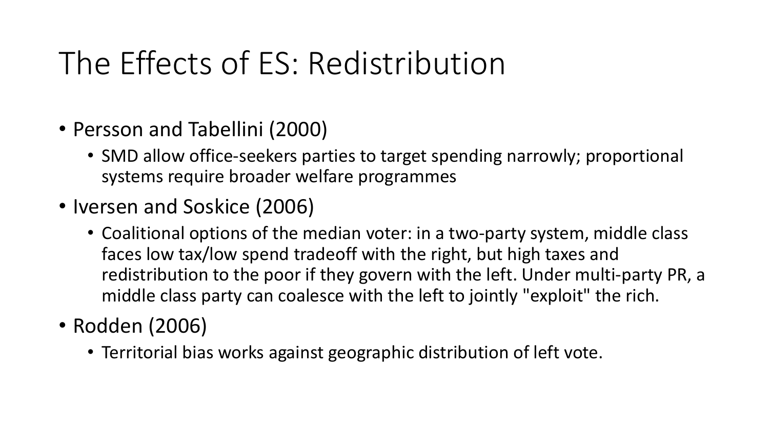# The Effects of ES: Redistribution

- Persson and Tabellini (2000)
  - SMD allow office-seekers parties to target spending narrowly; proportional systems require broader welfare programmes
- Iversen and Soskice (2006)
  - Coalitional options of the median voter: in a two-party system, middle class faces low tax/low spend tradeoff with the right, but high taxes and redistribution to the poor if they govern with the left. Under multi-party PR, a middle class party can coalesce with the left to jointly "exploit" the rich.
- Rodden (2006)
  - Territorial bias works against geographic distribution of left vote.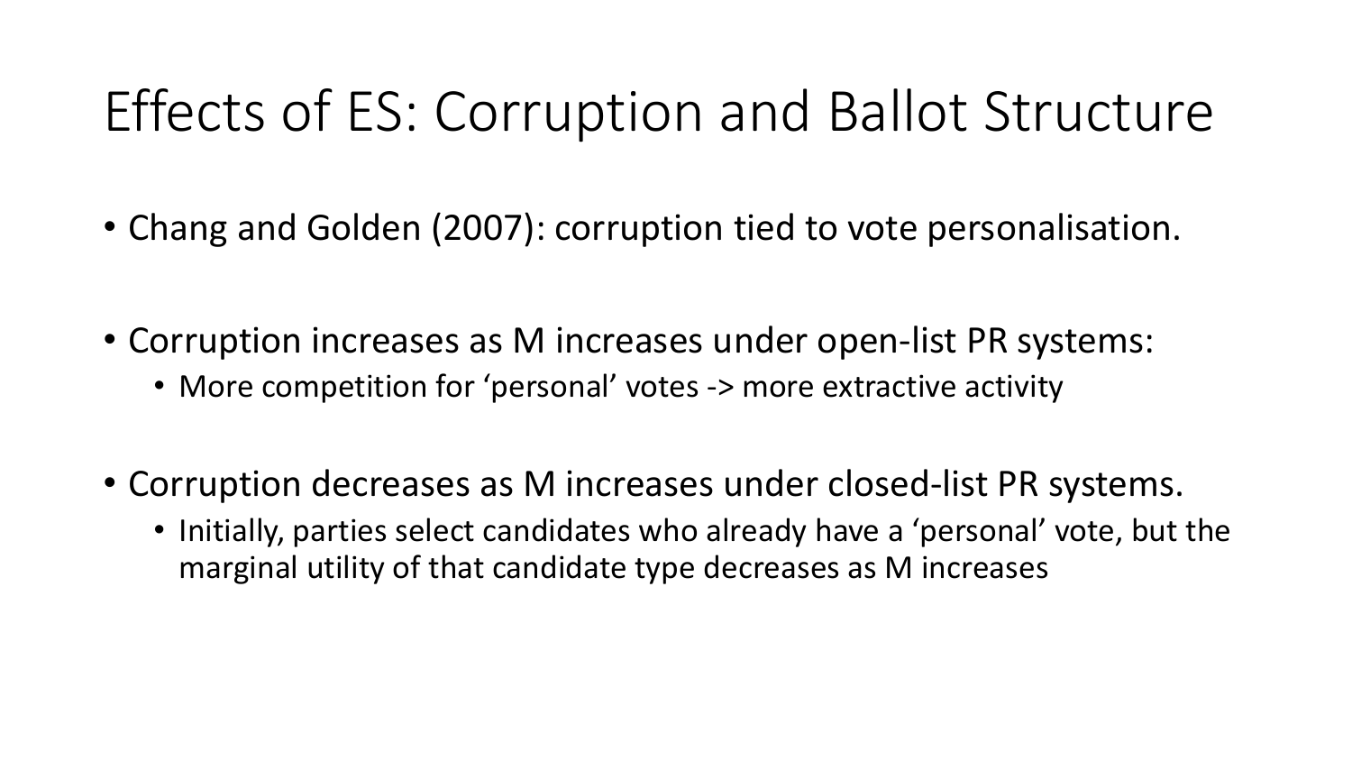# Effects of ES: Corruption and Ballot Structure

- Chang and Golden (2007): corruption tied to vote personalisation.

- Corruption increases as M increases under open-list PR systems:
  - More competition for 'personal' votes -> more extractive activity

- Corruption decreases as M increases under closed-list PR systems.
  - Initially, parties select candidates who already have a 'personal' vote, but the marginal utility of that candidate type decreases as M increases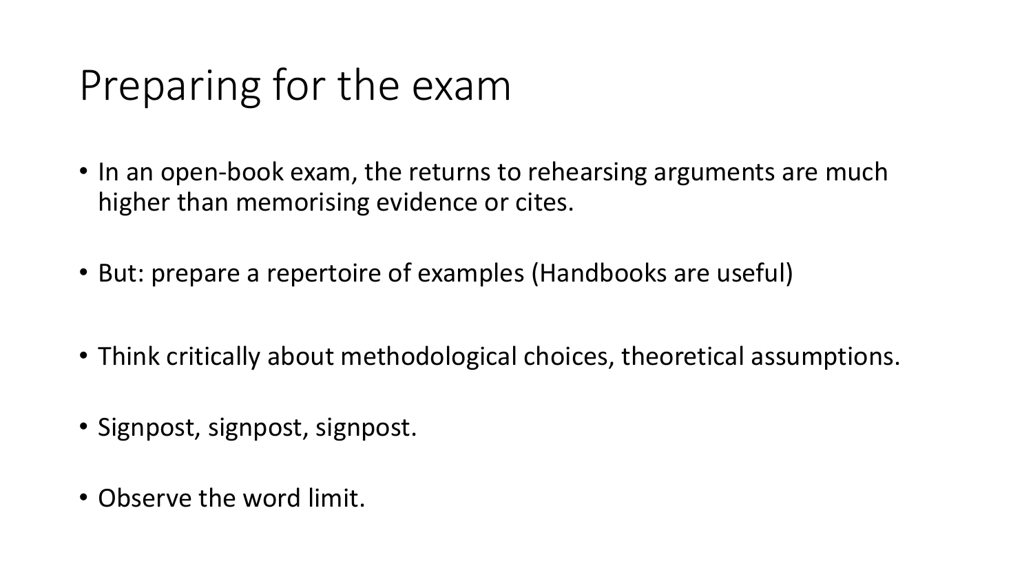# Preparing for the exam

- In an open-book exam, the returns to rehearsing arguments are much higher than memorising evidence or cites.
- But: prepare a repertoire of examples (Handbooks are useful)
- Think critically about methodological choices, theoretical assumptions.
- Signpost, signpost, signpost.
- Observe the word limit.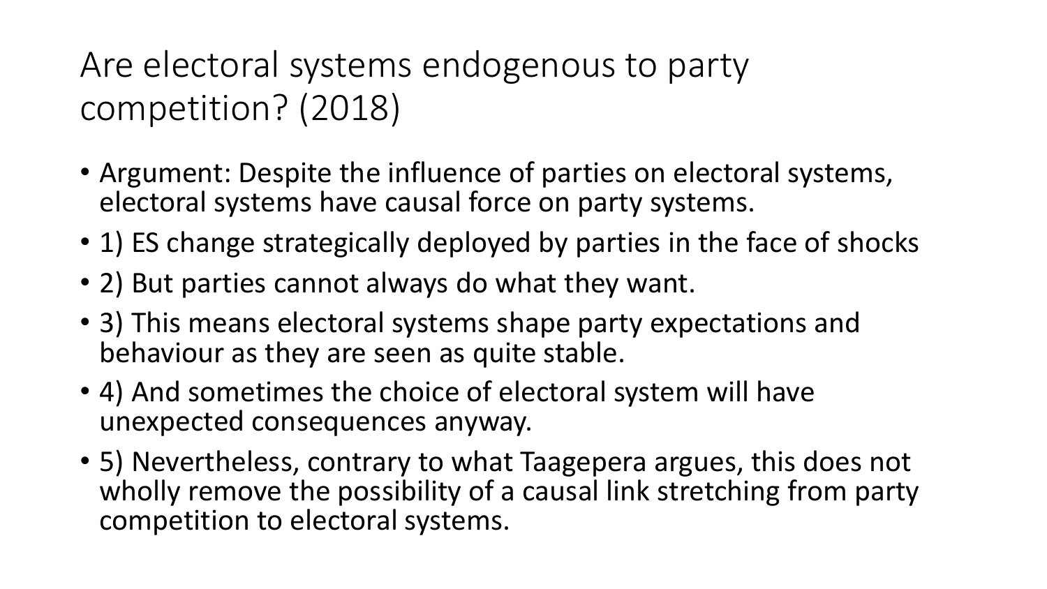# Are electoral systems endogenous to party competition? (2018)

- Argument: Despite the influence of parties on electoral systems, electoral systems have causal force on party systems.
- 1) ES change strategically deployed by parties in the face of shocks
- 2) But parties cannot always do what they want.
- 3) This means electoral systems shape party expectations and behaviour as they are seen as quite stable.
- 4) And sometimes the choice of electoral system will have unexpected consequences anyway.
- 5) Nevertheless, contrary to what Taagepera argues, this does not wholly remove the possibility of a causal link stretching from party competition to electoral systems.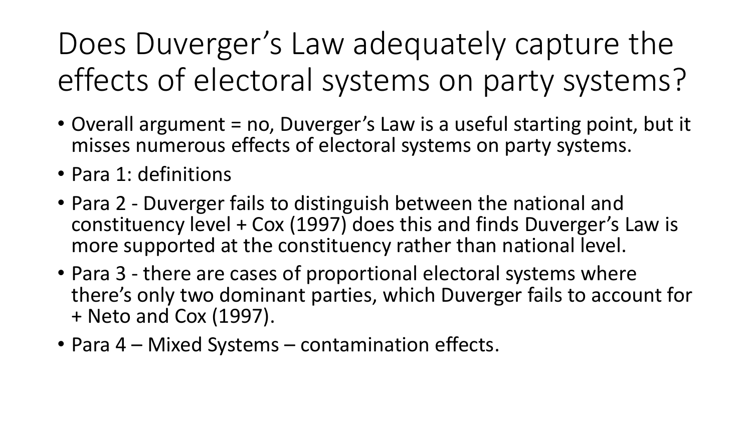# Does Duverger's Law adequately capture the effects of electoral systems on party systems?

- Overall argument = no, Duverger's Law is a useful starting point, but it misses numerous effects of electoral systems on party systems.
- Para 1: definitions
- Para 2 - Duverger fails to distinguish between the national and constituency level + Cox (1997) does this and finds Duverger's Law is more supported at the constituency rather than national level.
- Para 3 - there are cases of proportional electoral systems where there's only two dominant parties, which Duverger fails to account for + Neto and Cox (1997).
- Para 4 – Mixed Systems – contamination effects.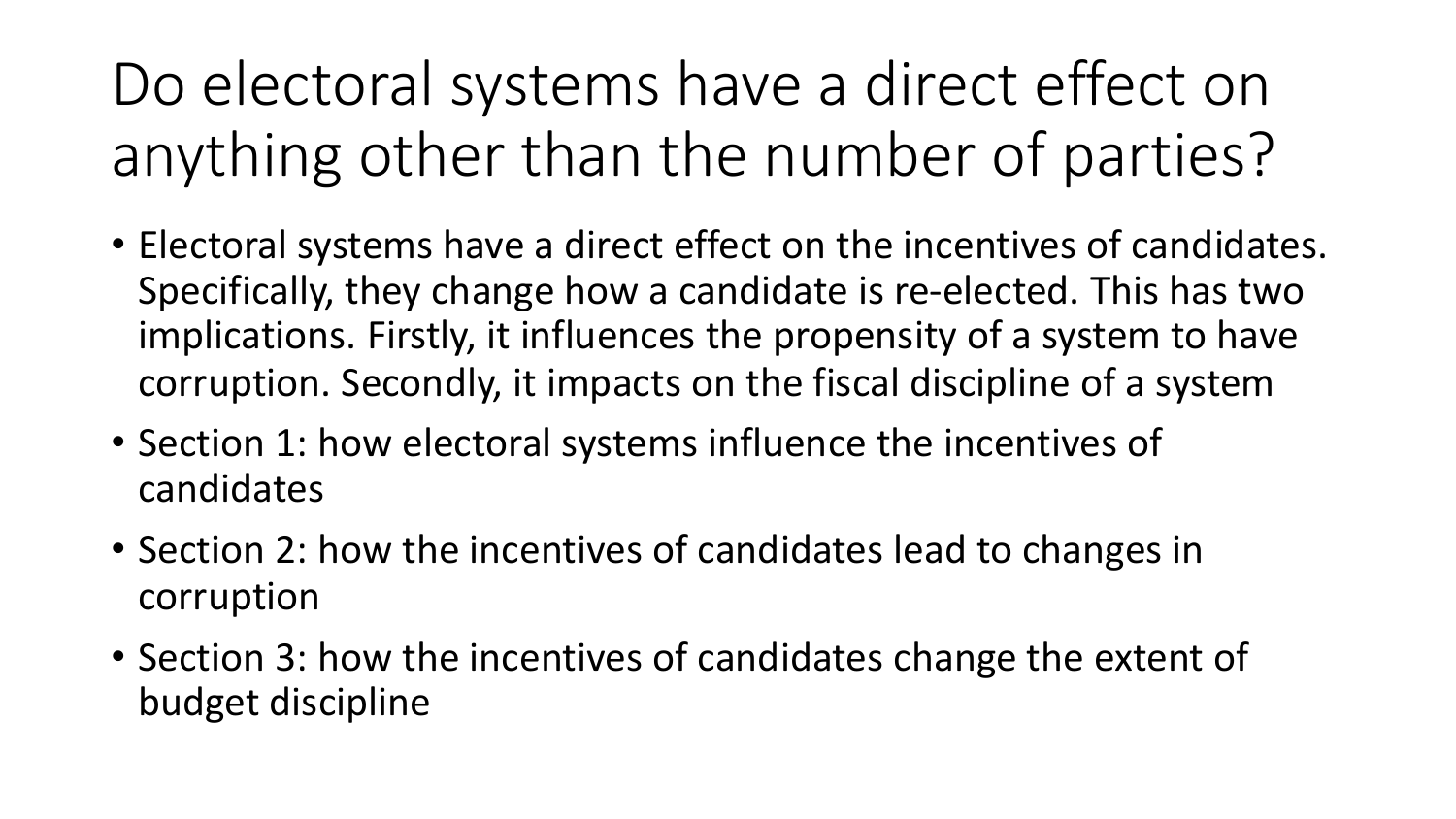# Do electoral systems have a direct effect on anything other than the number of parties?

- Electoral systems have a direct effect on the incentives of candidates. Specifically, they change how a candidate is re-elected. This has two implications. Firstly, it influences the propensity of a system to have corruption. Secondly, it impacts on the fiscal discipline of a system
- Section 1: how electoral systems influence the incentives of candidates
- Section 2: how the incentives of candidates lead to changes in corruption
- Section 3: how the incentives of candidates change the extent of budget discipline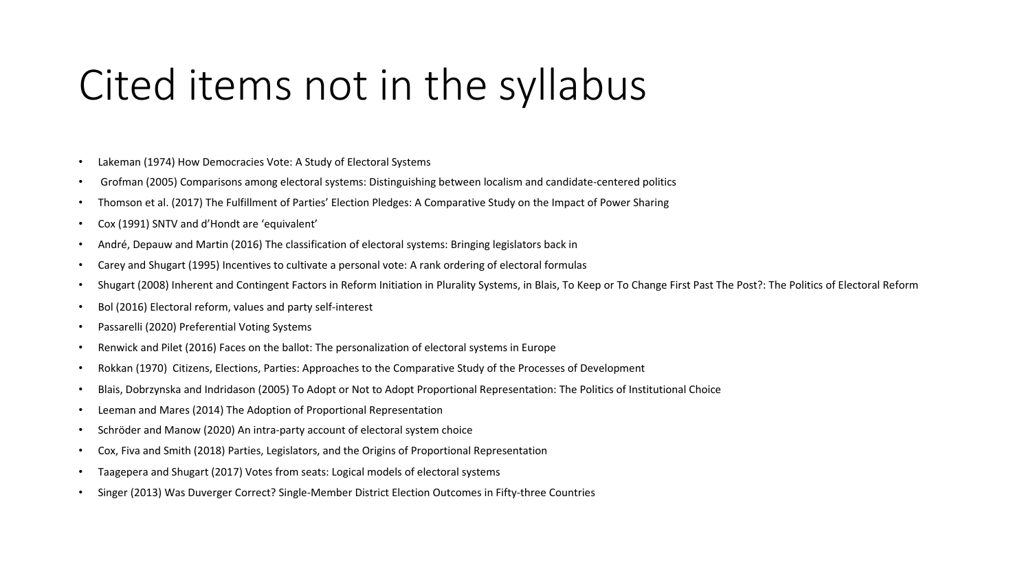# Cited items not in the syllabus

- Lakeman (1974) How Democracies Vote: A Study of Electoral Systems
- Grofman (2005) Comparisons among electoral systems: Distinguishing between localism and candidate-centered politics
- Thomson et al. (2017) The Fulfillment of Parties' Election Pledges: A Comparative Study on the Impact of Power Sharing
- Cox (1991) SNTV and d'Hondt are 'equivalent'
- André, Depauw and Martin (2016) The classification of electoral systems: Bringing legislators back in
- Carey and Shugart (1995) Incentives to cultivate a personal vote: A rank ordering of electoral formulas
- Shugart (2008) Inherent and Contingent Factors in Reform Initiation in Plurality Systems, in Blais, To Keep or To Change First Past The Post?: The Politics of Electoral Reform
- Bol (2016) Electoral reform, values and party self-interest
- Passarelli (2020) Preferential Voting Systems
- Renwick and Pilet (2016) Faces on the ballot: The personalization of electoral systems in Europe
- Rokkan (1970) Citizens, Elections, Parties: Approaches to the Comparative Study of the Processes of Development
- Blais, Dobrzynska and Indridason (2005) To Adopt or Not to Adopt Proportional Representation: The Politics of Institutional Choice
- Leeman and Mares (2014) The Adoption of Proportional Representation
- Schröder and Manow (2020) An intra-party account of electoral system choice
- Cox, Fiva and Smith (2018) Parties, Legislators, and the Origins of Proportional Representation
- Taagepera and Shugart (2017) Votes from seats: Logical models of electoral systems
- Singer (2013) Was Duverger Correct? Single-Member District Election Outcomes in Fifty-three Countries